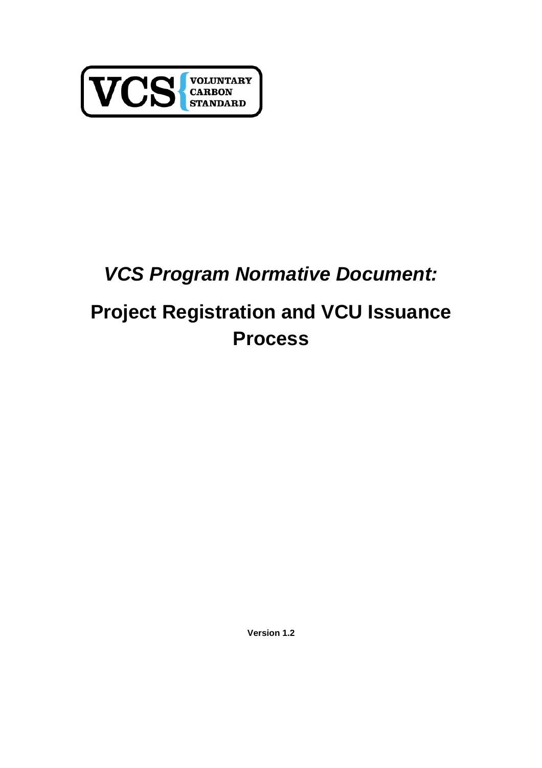VCS VOLUNTARY CARBON STANDARD

# *VCS Program Normative Document:*

# Project Registration and VCU Issuance Process

**Version 1.2**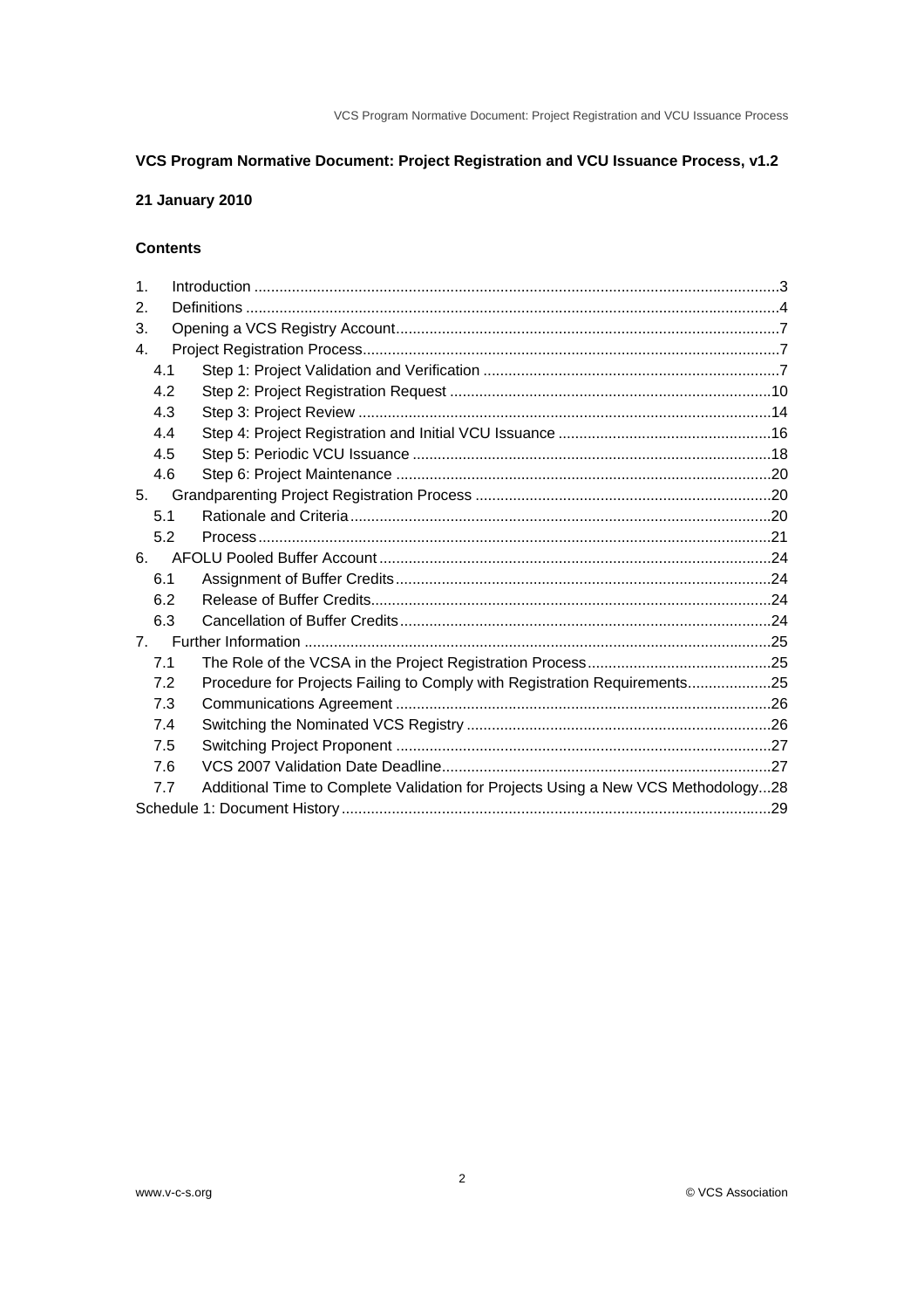**VCS Program Normative Document: Project Registration and VCU Issuance Process, v1.2**

**21 January 2010**

**Contents**

1. Introduction ....................................................................................................................3
2. Definitions ......................................................................................................................4
3. Opening a VCS Registry Account....................................................................................7
4. Project Registration Process...........................................................................................7
   - 4.1 Step 1: Project Validation and Verification ...............................................................7
   - 4.2 Step 2: Project Registration Request .....................................................................10
   - 4.3 Step 3: Project Review ..........................................................................................14
   - 4.4 Step 4: Project Registration and Initial VCU Issuance ...........................................16
   - 4.5 Step 5: Periodic VCU Issuance .............................................................................18
   - 4.6 Step 6: Project Maintenance .................................................................................20
5. Grandparenting Project Registration Process ...............................................................20
   - 5.1 Rationale and Criteria.............................................................................................20
   - 5.2 Process..................................................................................................................21
6. AFOLU Pooled Buffer Account......................................................................................24
   - 6.1 Assignment of Buffer Credits..................................................................................24
   - 6.2 Release of Buffer Credits........................................................................................24
   - 6.3 Cancellation of Buffer Credits.................................................................................24
7. Further Information .......................................................................................................25
   - 7.1 The Role of the VCSA in the Project Registration Process.....................................25
   - 7.2 Procedure for Projects Failing to Comply with Registration Requirements..............25
   - 7.3 Communications Agreement ..................................................................................26
   - 7.4 Switching the Nominated VCS Registry .................................................................26
   - 7.5 Switching Project Proponent .................................................................................27
   - 7.6 VCS 2007 Validation Date Deadline.......................................................................27
   - 7.7 Additional Time to Complete Validation for Projects Using a New VCS Methodology...28

Schedule 1: Document History ...........................................................................................29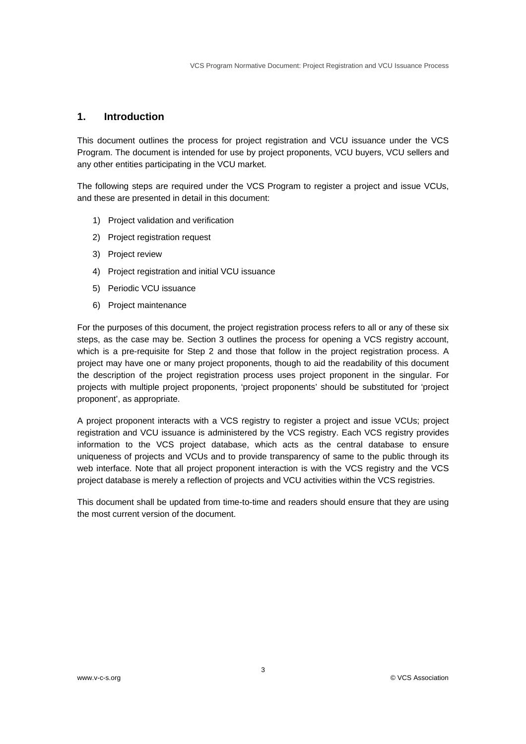# 1. Introduction

This document outlines the process for project registration and VCU issuance under the VCS Program. The document is intended for use by project proponents, VCU buyers, VCU sellers and any other entities participating in the VCU market.

The following steps are required under the VCS Program to register a project and issue VCUs, and these are presented in detail in this document:

1) Project validation and verification
2) Project registration request
3) Project review
4) Project registration and initial VCU issuance
5) Periodic VCU issuance
6) Project maintenance

For the purposes of this document, the project registration process refers to all or any of these six steps, as the case may be. Section 3 outlines the process for opening a VCS registry account, which is a pre-requisite for Step 2 and those that follow in the project registration process. A project may have one or many project proponents, though to aid the readability of this document the description of the project registration process uses project proponent in the singular. For projects with multiple project proponents, 'project proponents' should be substituted for 'project proponent', as appropriate.

A project proponent interacts with a VCS registry to register a project and issue VCUs; project registration and VCU issuance is administered by the VCS registry. Each VCS registry provides information to the VCS project database, which acts as the central database to ensure uniqueness of projects and VCUs and to provide transparency of same to the public through its web interface. Note that all project proponent interaction is with the VCS registry and the VCS project database is merely a reflection of projects and VCU activities within the VCS registries.

This document shall be updated from time-to-time and readers should ensure that they are using the most current version of the document.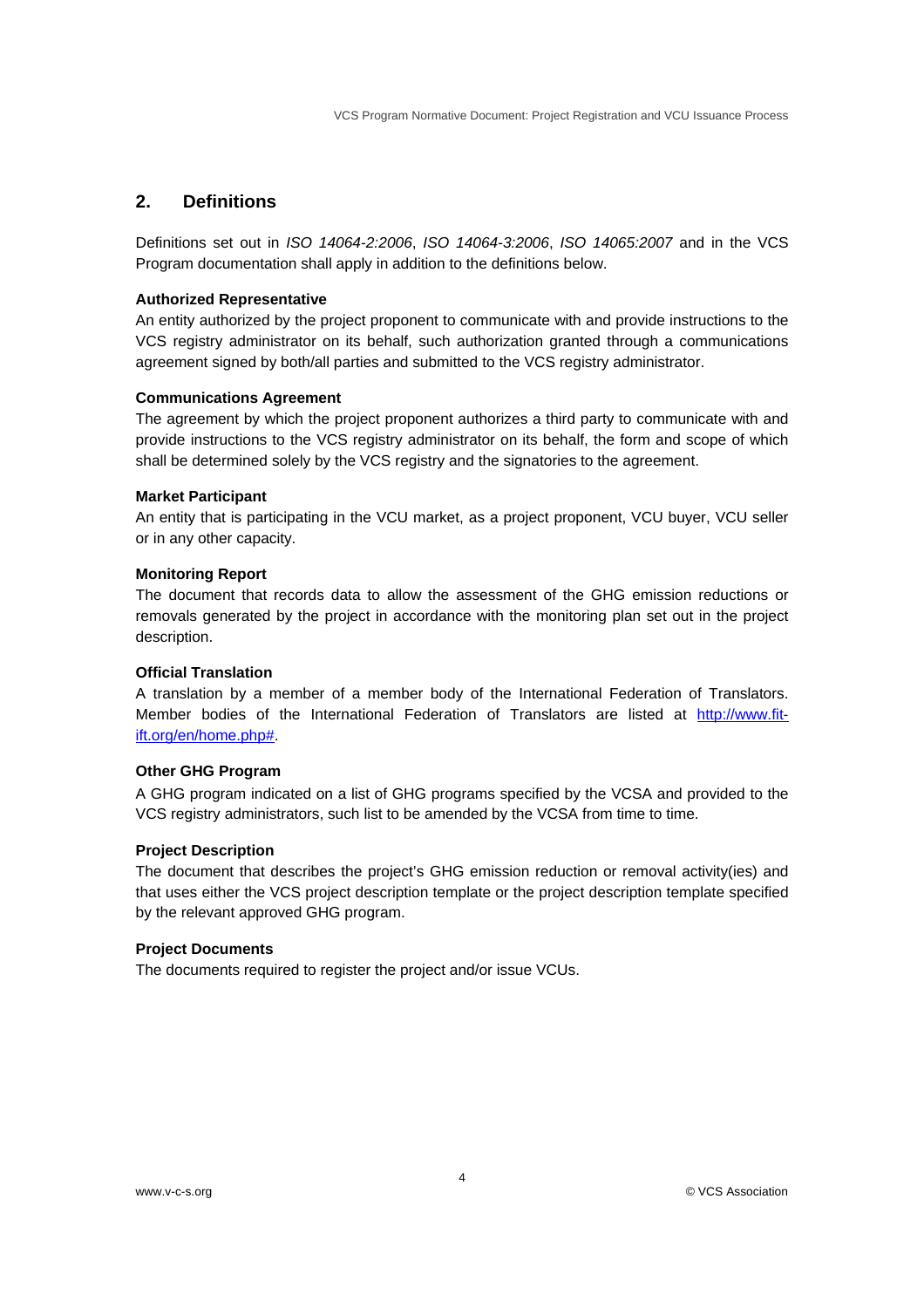## 2. Definitions

Definitions set out in *ISO 14064-2:2006*, *ISO 14064-3:2006*, *ISO 14065:2007* and in the VCS Program documentation shall apply in addition to the definitions below.

**Authorized Representative**
An entity authorized by the project proponent to communicate with and provide instructions to the VCS registry administrator on its behalf, such authorization granted through a communications agreement signed by both/all parties and submitted to the VCS registry administrator.

**Communications Agreement**
The agreement by which the project proponent authorizes a third party to communicate with and provide instructions to the VCS registry administrator on its behalf, the form and scope of which shall be determined solely by the VCS registry and the signatories to the agreement.

**Market Participant**
An entity that is participating in the VCU market, as a project proponent, VCU buyer, VCU seller or in any other capacity.

**Monitoring Report**
The document that records data to allow the assessment of the GHG emission reductions or removals generated by the project in accordance with the monitoring plan set out in the project description.

**Official Translation**
A translation by a member of a member body of the International Federation of Translators. Member bodies of the International Federation of Translators are listed at [http://www.fit-ift.org/en/home.php#](http://www.fit-ift.org/en/home.php#).

**Other GHG Program**
A GHG program indicated on a list of GHG programs specified by the VCSA and provided to the VCS registry administrators, such list to be amended by the VCSA from time to time.

**Project Description**
The document that describes the project's GHG emission reduction or removal activity(ies) and that uses either the VCS project description template or the project description template specified by the relevant approved GHG program.

**Project Documents**
The documents required to register the project and/or issue VCUs.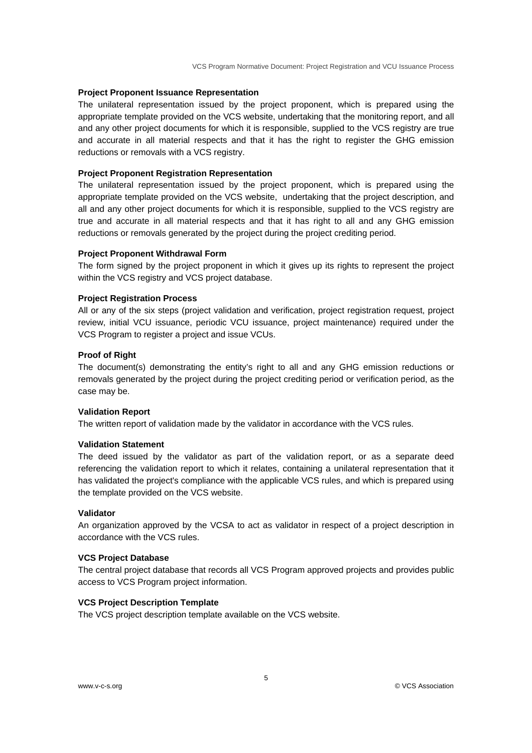**Project Proponent Issuance Representation**

The unilateral representation issued by the project proponent, which is prepared using the appropriate template provided on the VCS website, undertaking that the monitoring report, and all and any other project documents for which it is responsible, supplied to the VCS registry are true and accurate in all material respects and that it has the right to register the GHG emission reductions or removals with a VCS registry.

**Project Proponent Registration Representation**

The unilateral representation issued by the project proponent, which is prepared using the appropriate template provided on the VCS website, undertaking that the project description, and all and any other project documents for which it is responsible, supplied to the VCS registry are true and accurate in all material respects and that it has right to all and any GHG emission reductions or removals generated by the project during the project crediting period.

**Project Proponent Withdrawal Form**

The form signed by the project proponent in which it gives up its rights to represent the project within the VCS registry and VCS project database.

**Project Registration Process**

All or any of the six steps (project validation and verification, project registration request, project review, initial VCU issuance, periodic VCU issuance, project maintenance) required under the VCS Program to register a project and issue VCUs.

**Proof of Right**

The document(s) demonstrating the entity's right to all and any GHG emission reductions or removals generated by the project during the project crediting period or verification period, as the case may be.

**Validation Report**

The written report of validation made by the validator in accordance with the VCS rules.

**Validation Statement**

The deed issued by the validator as part of the validation report, or as a separate deed referencing the validation report to which it relates, containing a unilateral representation that it has validated the project's compliance with the applicable VCS rules, and which is prepared using the template provided on the VCS website.

**Validator**

An organization approved by the VCSA to act as validator in respect of a project description in accordance with the VCS rules.

**VCS Project Database**

The central project database that records all VCS Program approved projects and provides public access to VCS Program project information.

**VCS Project Description Template**

The VCS project description template available on the VCS website.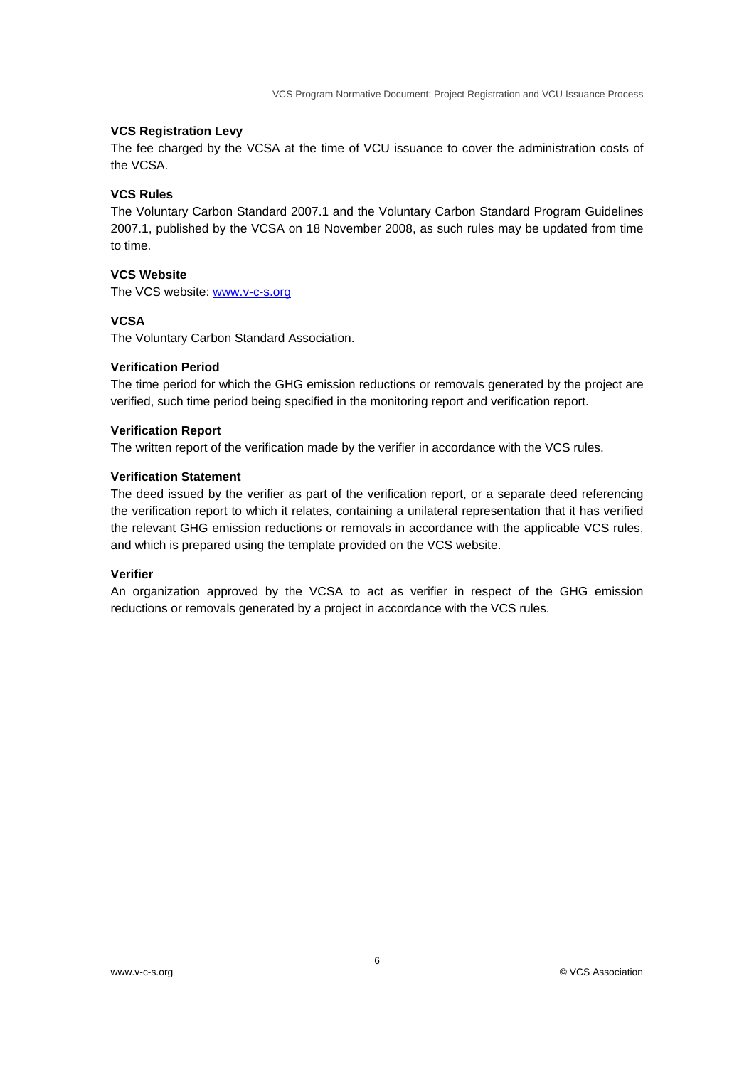**VCS Registration Levy**

The fee charged by the VCSA at the time of VCU issuance to cover the administration costs of the VCSA.

**VCS Rules**

The Voluntary Carbon Standard 2007.1 and the Voluntary Carbon Standard Program Guidelines 2007.1, published by the VCSA on 18 November 2008, as such rules may be updated from time to time.

**VCS Website**

The VCS website: [www.v-c-s.org](http://www.v-c-s.org)

**VCSA**

The Voluntary Carbon Standard Association.

**Verification Period**

The time period for which the GHG emission reductions or removals generated by the project are verified, such time period being specified in the monitoring report and verification report.

**Verification Report**

The written report of the verification made by the verifier in accordance with the VCS rules.

**Verification Statement**

The deed issued by the verifier as part of the verification report, or a separate deed referencing the verification report to which it relates, containing a unilateral representation that it has verified the relevant GHG emission reductions or removals in accordance with the applicable VCS rules, and which is prepared using the template provided on the VCS website.

**Verifier**

An organization approved by the VCSA to act as verifier in respect of the GHG emission reductions or removals generated by a project in accordance with the VCS rules.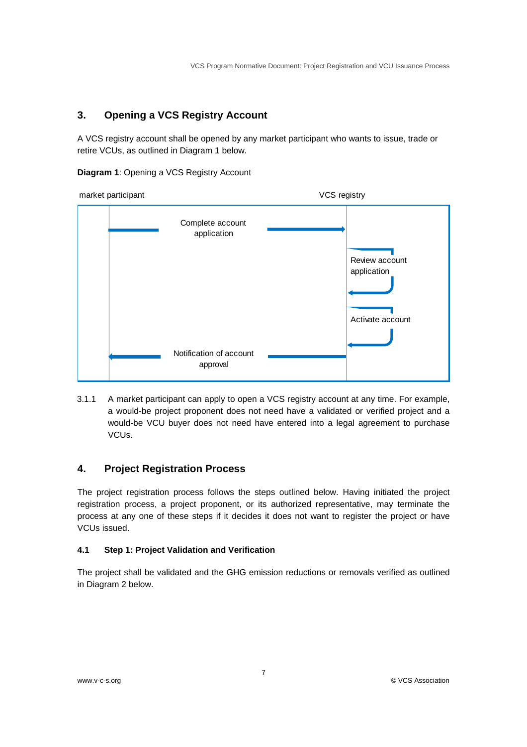## 3. Opening a VCS Registry Account

A VCS registry account shall be opened by any market participant who wants to issue, trade or retire VCUs, as outlined in Diagram 1 below.

**Diagram 1**: Opening a VCS Registry Account

market participant VCS registry

Complete account application

Review account application

Activate account

Notification of account approval

3.1.1 A market participant can apply to open a VCS registry account at any time. For example, a would-be project proponent does not need have a validated or verified project and a would-be VCU buyer does not need have entered into a legal agreement to purchase VCUs.

## 4. Project Registration Process

The project registration process follows the steps outlined below. Having initiated the project registration process, a project proponent, or its authorized representative, may terminate the process at any one of these steps if it decides it does not want to register the project or have VCUs issued.

### 4.1 Step 1: Project Validation and Verification

The project shall be validated and the GHG emission reductions or removals verified as outlined in Diagram 2 below.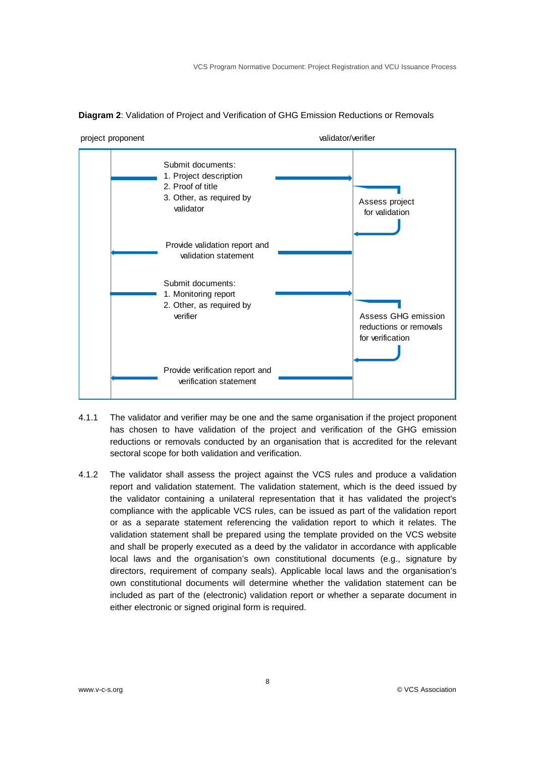**Diagram 2**: Validation of Project and Verification of GHG Emission Reductions or Removals

project proponent → validator/verifier

Submit documents:
1. Project description
2. Proof of title
3. Other, as required by validator

Assess project for validation

Provide validation report and validation statement

Submit documents:
1. Monitoring report
2. Other, as required by verifier

Assess GHG emission reductions or removals for verification

Provide verification report and verification statement

4.1.1 The validator and verifier may be one and the same organisation if the project proponent has chosen to have validation of the project and verification of the GHG emission reductions or removals conducted by an organisation that is accredited for the relevant sectoral scope for both validation and verification.

4.1.2 The validator shall assess the project against the VCS rules and produce a validation report and validation statement. The validation statement, which is the deed issued by the validator containing a unilateral representation that it has validated the project's compliance with the applicable VCS rules, can be issued as part of the validation report or as a separate statement referencing the validation report to which it relates. The validation statement shall be prepared using the template provided on the VCS website and shall be properly executed as a deed by the validator in accordance with applicable local laws and the organisation's own constitutional documents (e.g., signature by directors, requirement of company seals). Applicable local laws and the organisation's own constitutional documents will determine whether the validation statement can be included as part of the (electronic) validation report or whether a separate document in either electronic or signed original form is required.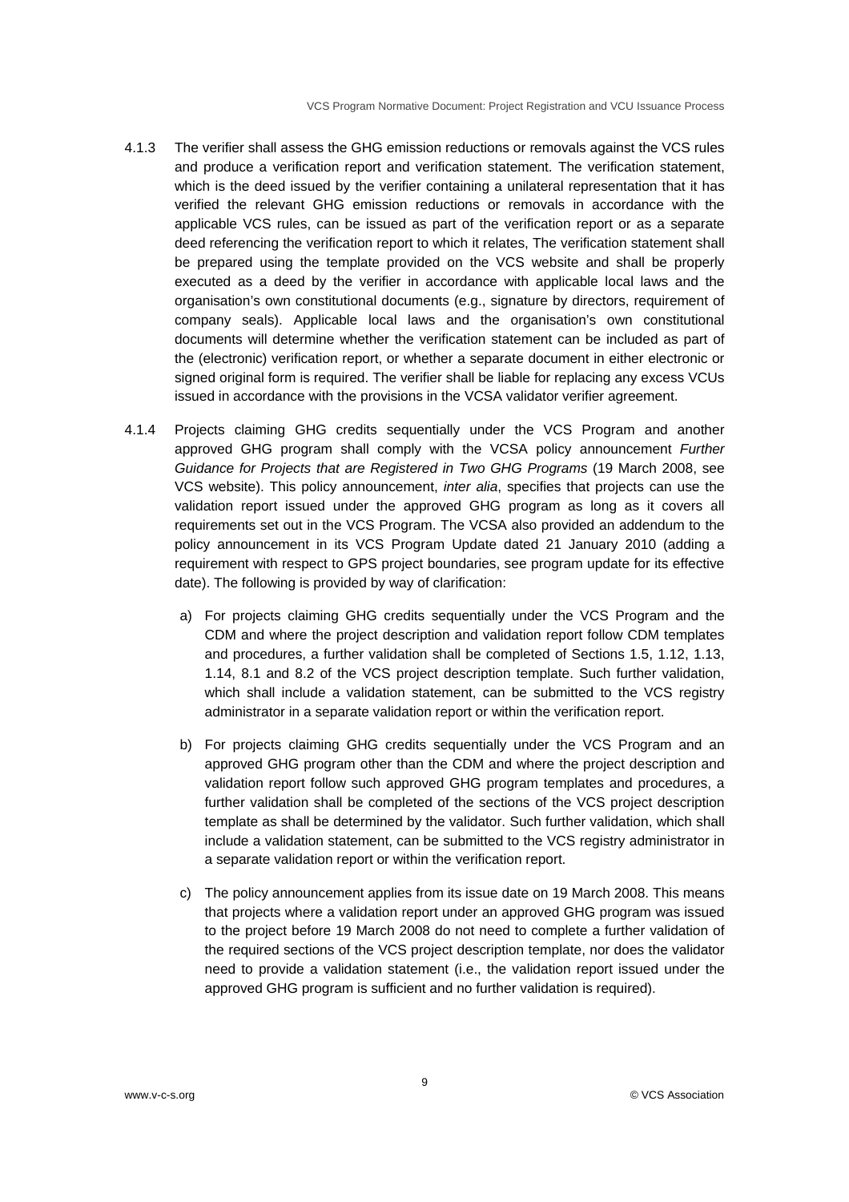4.1.3 The verifier shall assess the GHG emission reductions or removals against the VCS rules and produce a verification report and verification statement. The verification statement, which is the deed issued by the verifier containing a unilateral representation that it has verified the relevant GHG emission reductions or removals in accordance with the applicable VCS rules, can be issued as part of the verification report or as a separate deed referencing the verification report to which it relates, The verification statement shall be prepared using the template provided on the VCS website and shall be properly executed as a deed by the verifier in accordance with applicable local laws and the organisation's own constitutional documents (e.g., signature by directors, requirement of company seals). Applicable local laws and the organisation's own constitutional documents will determine whether the verification statement can be included as part of the (electronic) verification report, or whether a separate document in either electronic or signed original form is required. The verifier shall be liable for replacing any excess VCUs issued in accordance with the provisions in the VCSA validator verifier agreement.

4.1.4 Projects claiming GHG credits sequentially under the VCS Program and another approved GHG program shall comply with the VCSA policy announcement *Further Guidance for Projects that are Registered in Two GHG Programs* (19 March 2008, see VCS website). This policy announcement, *inter alia*, specifies that projects can use the validation report issued under the approved GHG program as long as it covers all requirements set out in the VCS Program. The VCSA also provided an addendum to the policy announcement in its VCS Program Update dated 21 January 2010 (adding a requirement with respect to GPS project boundaries, see program update for its effective date). The following is provided by way of clarification:

a) For projects claiming GHG credits sequentially under the VCS Program and the CDM and where the project description and validation report follow CDM templates and procedures, a further validation shall be completed of Sections 1.5, 1.12, 1.13, 1.14, 8.1 and 8.2 of the VCS project description template. Such further validation, which shall include a validation statement, can be submitted to the VCS registry administrator in a separate validation report or within the verification report.

b) For projects claiming GHG credits sequentially under the VCS Program and an approved GHG program other than the CDM and where the project description and validation report follow such approved GHG program templates and procedures, a further validation shall be completed of the sections of the VCS project description template as shall be determined by the validator. Such further validation, which shall include a validation statement, can be submitted to the VCS registry administrator in a separate validation report or within the verification report.

c) The policy announcement applies from its issue date on 19 March 2008. This means that projects where a validation report under an approved GHG program was issued to the project before 19 March 2008 do not need to complete a further validation of the required sections of the VCS project description template, nor does the validator need to provide a validation statement (i.e., the validation report issued under the approved GHG program is sufficient and no further validation is required).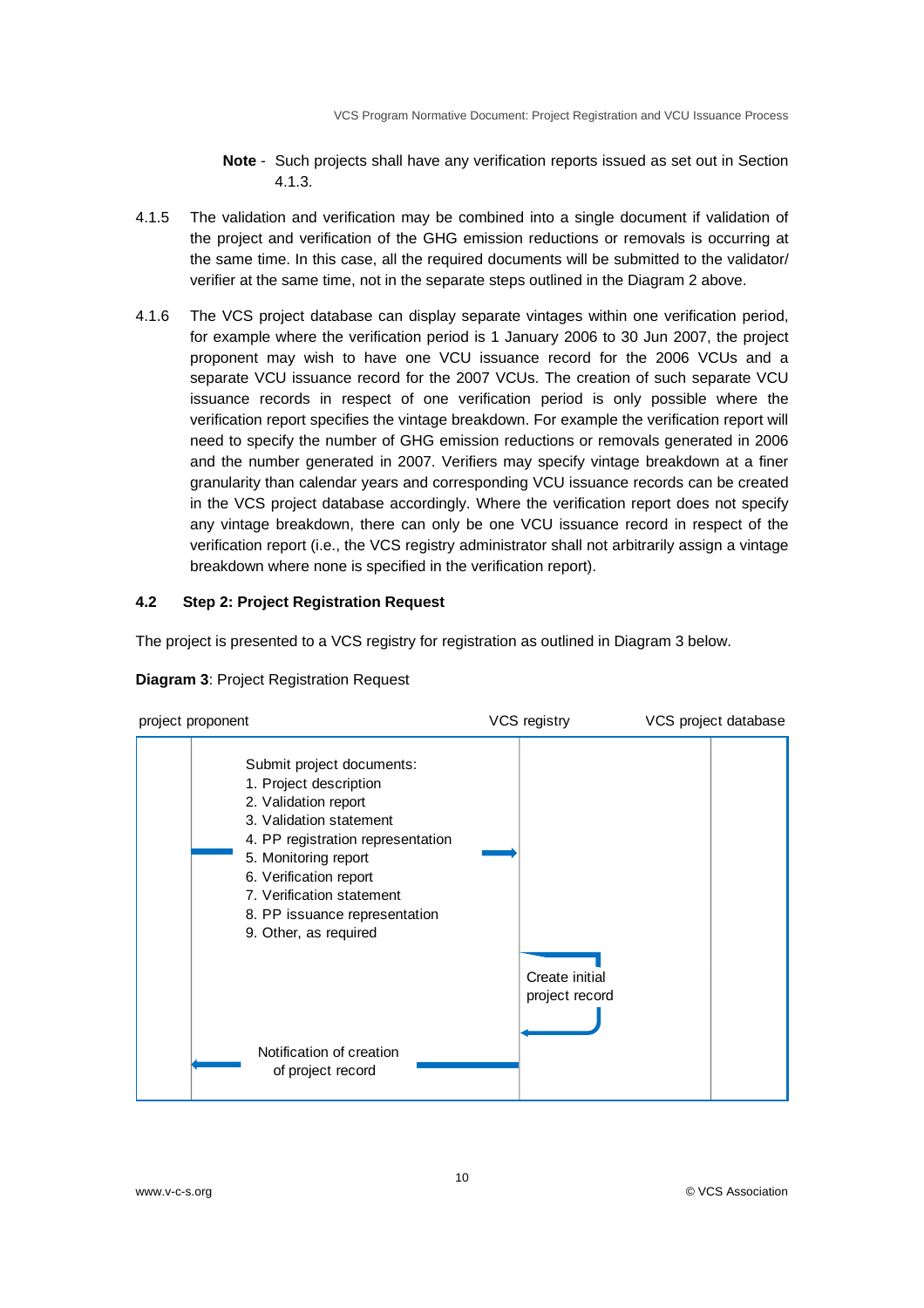**Note** - Such projects shall have any verification reports issued as set out in Section 4.1.3.

4.1.5 The validation and verification may be combined into a single document if validation of the project and verification of the GHG emission reductions or removals is occurring at the same time. In this case, all the required documents will be submitted to the validator/ verifier at the same time, not in the separate steps outlined in the Diagram 2 above.

4.1.6 The VCS project database can display separate vintages within one verification period, for example where the verification period is 1 January 2006 to 30 Jun 2007, the project proponent may wish to have one VCU issuance record for the 2006 VCUs and a separate VCU issuance record for the 2007 VCUs. The creation of such separate VCU issuance records in respect of one verification period is only possible where the verification report specifies the vintage breakdown. For example the verification report will need to specify the number of GHG emission reductions or removals generated in 2006 and the number generated in 2007. Verifiers may specify vintage breakdown at a finer granularity than calendar years and corresponding VCU issuance records can be created in the VCS project database accordingly. Where the verification report does not specify any vintage breakdown, there can only be one VCU issuance record in respect of the verification report (i.e., the VCS registry administrator shall not arbitrarily assign a vintage breakdown where none is specified in the verification report).

### 4.2 Step 2: Project Registration Request

The project is presented to a VCS registry for registration as outlined in Diagram 3 below.

**Diagram 3**: Project Registration Request

project proponent | VCS registry | VCS project database

Submit project documents:
1. Project description
2. Validation report
3. Validation statement
4. PP registration representation
5. Monitoring report
6. Verification report
7. Verification statement
8. PP issuance representation
9. Other, as required

Create initial project record

Notification of creation of project record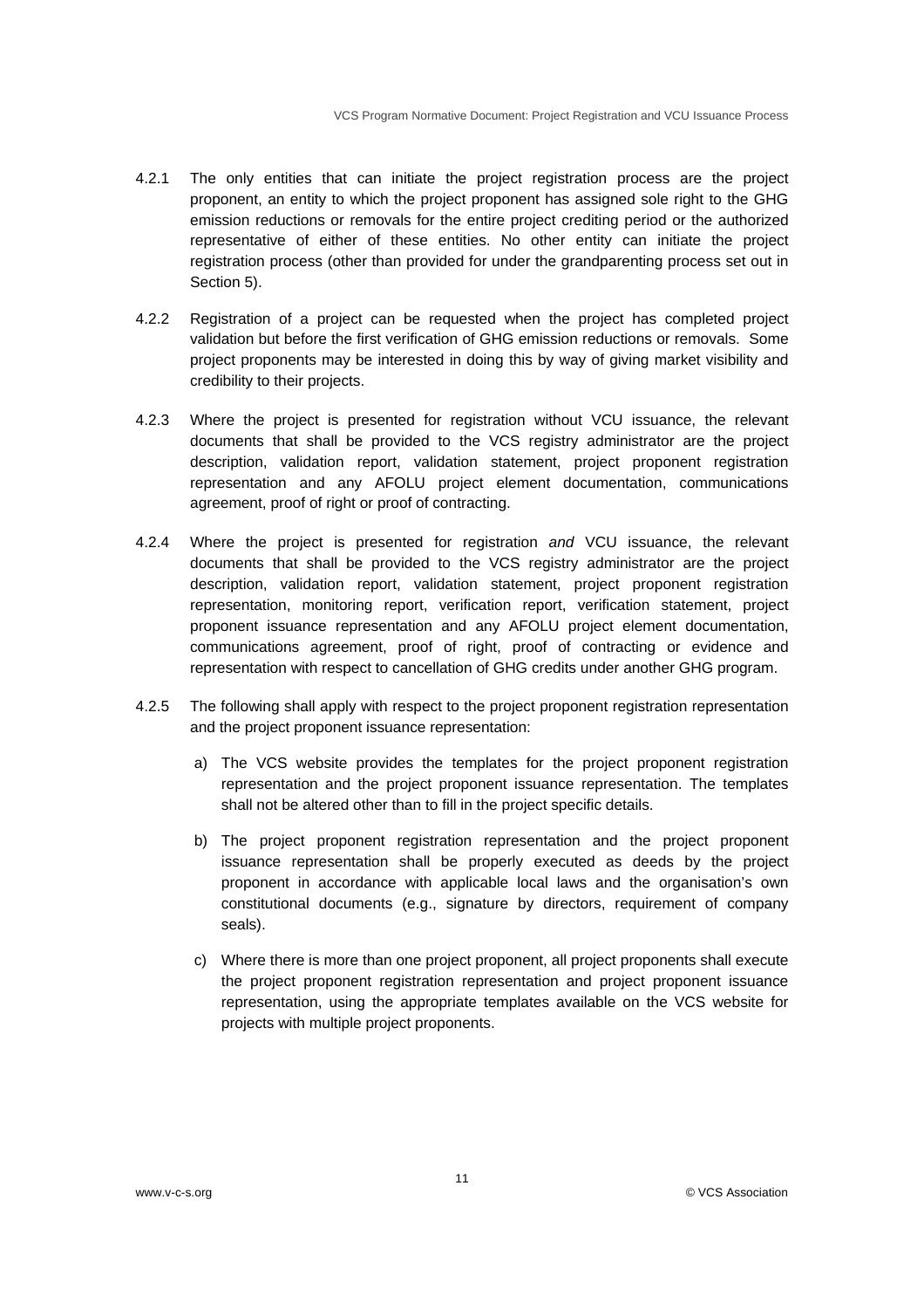4.2.1 The only entities that can initiate the project registration process are the project proponent, an entity to which the project proponent has assigned sole right to the GHG emission reductions or removals for the entire project crediting period or the authorized representative of either of these entities. No other entity can initiate the project registration process (other than provided for under the grandparenting process set out in Section 5).

4.2.2 Registration of a project can be requested when the project has completed project validation but before the first verification of GHG emission reductions or removals. Some project proponents may be interested in doing this by way of giving market visibility and credibility to their projects.

4.2.3 Where the project is presented for registration without VCU issuance, the relevant documents that shall be provided to the VCS registry administrator are the project description, validation report, validation statement, project proponent registration representation and any AFOLU project element documentation, communications agreement, proof of right or proof of contracting.

4.2.4 Where the project is presented for registration *and* VCU issuance, the relevant documents that shall be provided to the VCS registry administrator are the project description, validation report, validation statement, project proponent registration representation, monitoring report, verification report, verification statement, project proponent issuance representation and any AFOLU project element documentation, communications agreement, proof of right, proof of contracting or evidence and representation with respect to cancellation of GHG credits under another GHG program.

4.2.5 The following shall apply with respect to the project proponent registration representation and the project proponent issuance representation:

a) The VCS website provides the templates for the project proponent registration representation and the project proponent issuance representation. The templates shall not be altered other than to fill in the project specific details.

b) The project proponent registration representation and the project proponent issuance representation shall be properly executed as deeds by the project proponent in accordance with applicable local laws and the organisation's own constitutional documents (e.g., signature by directors, requirement of company seals).

c) Where there is more than one project proponent, all project proponents shall execute the project proponent registration representation and project proponent issuance representation, using the appropriate templates available on the VCS website for projects with multiple project proponents.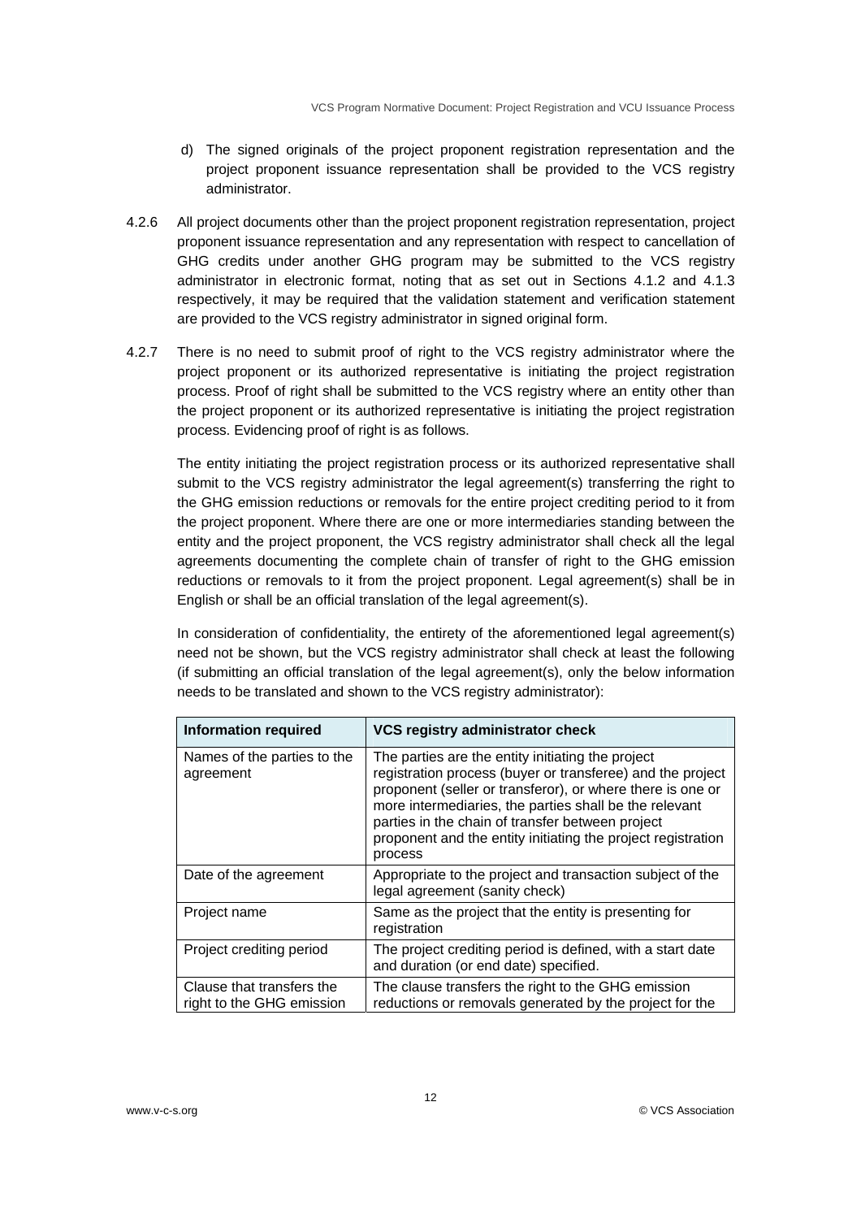d) The signed originals of the project proponent registration representation and the project proponent issuance representation shall be provided to the VCS registry administrator.

4.2.6 All project documents other than the project proponent registration representation, project proponent issuance representation and any representation with respect to cancellation of GHG credits under another GHG program may be submitted to the VCS registry administrator in electronic format, noting that as set out in Sections 4.1.2 and 4.1.3 respectively, it may be required that the validation statement and verification statement are provided to the VCS registry administrator in signed original form.

4.2.7 There is no need to submit proof of right to the VCS registry administrator where the project proponent or its authorized representative is initiating the project registration process. Proof of right shall be submitted to the VCS registry where an entity other than the project proponent or its authorized representative is initiating the project registration process. Evidencing proof of right is as follows.

The entity initiating the project registration process or its authorized representative shall submit to the VCS registry administrator the legal agreement(s) transferring the right to the GHG emission reductions or removals for the entire project crediting period to it from the project proponent. Where there are one or more intermediaries standing between the entity and the project proponent, the VCS registry administrator shall check all the legal agreements documenting the complete chain of transfer of right to the GHG emission reductions or removals to it from the project proponent. Legal agreement(s) shall be in English or shall be an official translation of the legal agreement(s).

In consideration of confidentiality, the entirety of the aforementioned legal agreement(s) need not be shown, but the VCS registry administrator shall check at least the following (if submitting an official translation of the legal agreement(s), only the below information needs to be translated and shown to the VCS registry administrator):

| Information required | VCS registry administrator check |
|---|---|
| Names of the parties to the agreement | The parties are the entity initiating the project registration process (buyer or transferee) and the project proponent (seller or transferor), or where there is one or more intermediaries, the parties shall be the relevant parties in the chain of transfer between project proponent and the entity initiating the project registration process |
| Date of the agreement | Appropriate to the project and transaction subject of the legal agreement (sanity check) |
| Project name | Same as the project that the entity is presenting for registration |
| Project crediting period | The project crediting period is defined, with a start date and duration (or end date) specified. |
| Clause that transfers the right to the GHG emission | The clause transfers the right to the GHG emission reductions or removals generated by the project for the |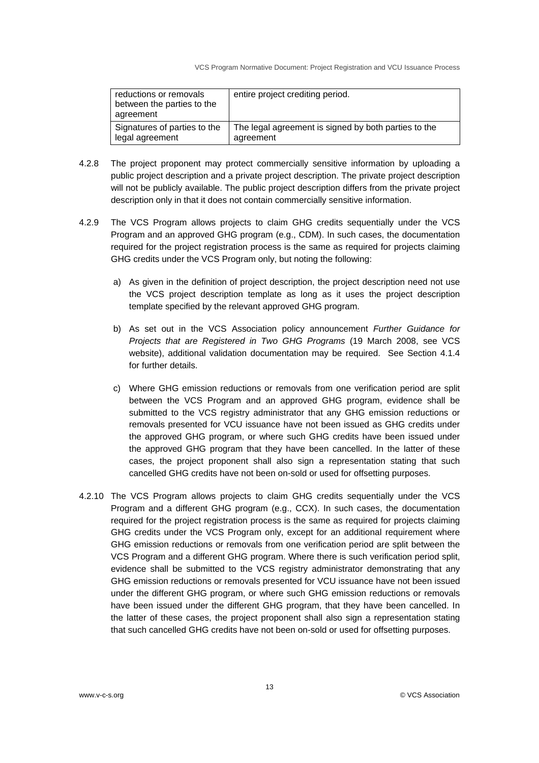| reductions or removals between the parties to the agreement | entire project crediting period. |
| --- | --- |
| Signatures of parties to the legal agreement | The legal agreement is signed by both parties to the agreement |

4.2.8 The project proponent may protect commercially sensitive information by uploading a public project description and a private project description. The private project description will not be publicly available. The public project description differs from the private project description only in that it does not contain commercially sensitive information.

4.2.9 The VCS Program allows projects to claim GHG credits sequentially under the VCS Program and an approved GHG program (e.g., CDM). In such cases, the documentation required for the project registration process is the same as required for projects claiming GHG credits under the VCS Program only, but noting the following:

a) As given in the definition of project description, the project description need not use the VCS project description template as long as it uses the project description template specified by the relevant approved GHG program.

b) As set out in the VCS Association policy announcement *Further Guidance for Projects that are Registered in Two GHG Programs* (19 March 2008, see VCS website), additional validation documentation may be required. See Section 4.1.4 for further details.

c) Where GHG emission reductions or removals from one verification period are split between the VCS Program and an approved GHG program, evidence shall be submitted to the VCS registry administrator that any GHG emission reductions or removals presented for VCU issuance have not been issued as GHG credits under the approved GHG program, or where such GHG credits have been issued under the approved GHG program that they have been cancelled. In the latter of these cases, the project proponent shall also sign a representation stating that such cancelled GHG credits have not been on-sold or used for offsetting purposes.

4.2.10 The VCS Program allows projects to claim GHG credits sequentially under the VCS Program and a different GHG program (e.g., CCX). In such cases, the documentation required for the project registration process is the same as required for projects claiming GHG credits under the VCS Program only, except for an additional requirement where GHG emission reductions or removals from one verification period are split between the VCS Program and a different GHG program. Where there is such verification period split, evidence shall be submitted to the VCS registry administrator demonstrating that any GHG emission reductions or removals presented for VCU issuance have not been issued under the different GHG program, or where such GHG emission reductions or removals have been issued under the different GHG program, that they have been cancelled. In the latter of these cases, the project proponent shall also sign a representation stating that such cancelled GHG credits have not been on-sold or used for offsetting purposes.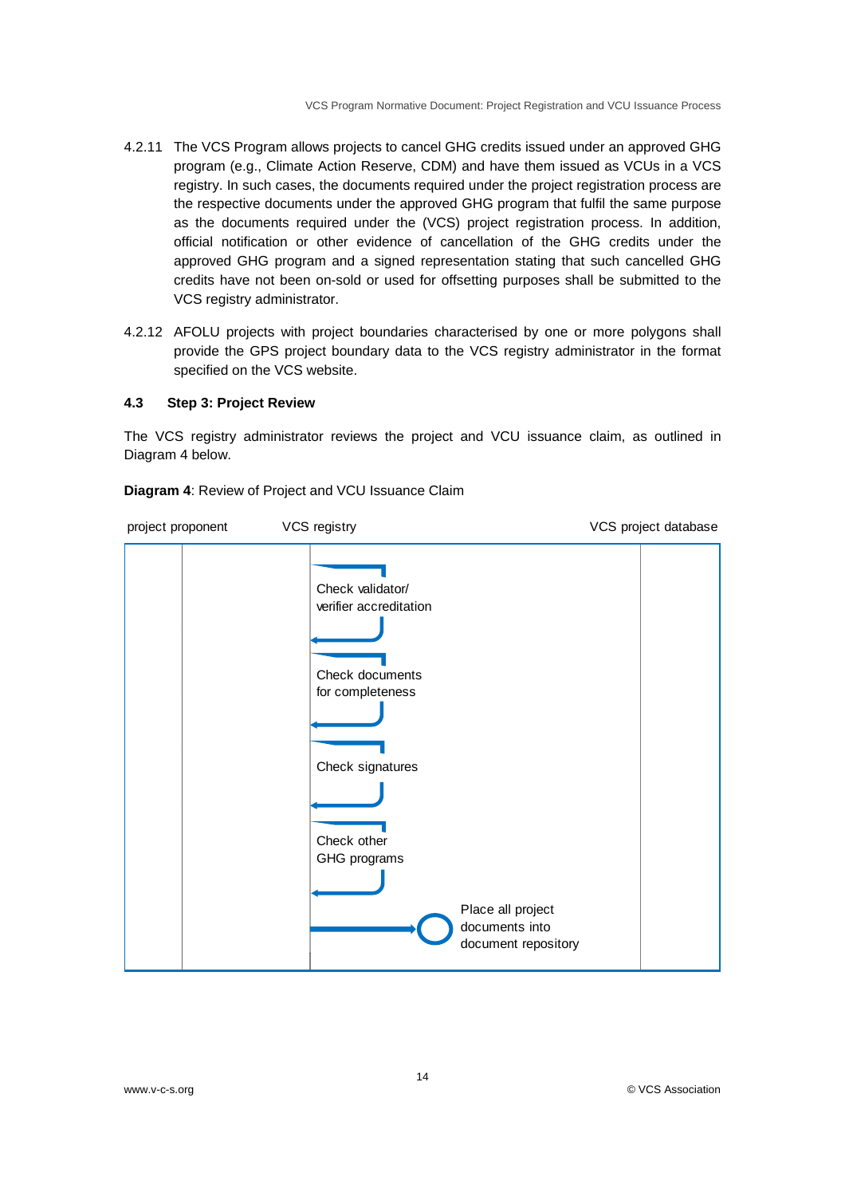4.2.11 The VCS Program allows projects to cancel GHG credits issued under an approved GHG program (e.g., Climate Action Reserve, CDM) and have them issued as VCUs in a VCS registry. In such cases, the documents required under the project registration process are the respective documents under the approved GHG program that fulfil the same purpose as the documents required under the (VCS) project registration process. In addition, official notification or other evidence of cancellation of the GHG credits under the approved GHG program and a signed representation stating that such cancelled GHG credits have not been on-sold or used for offsetting purposes shall be submitted to the VCS registry administrator.

4.2.12 AFOLU projects with project boundaries characterised by one or more polygons shall provide the GPS project boundary data to the VCS registry administrator in the format specified on the VCS website.

### 4.3 Step 3: Project Review

The VCS registry administrator reviews the project and VCU issuance claim, as outlined in Diagram 4 below.

**Diagram 4**: Review of Project and VCU Issuance Claim

| project proponent | VCS registry | VCS project database |
|---|---|---|
| | Check validator/ verifier accreditation | |
| | Check documents for completeness | |
| | Check signatures | |
| | Check other GHG programs | |
| | → Place all project documents into document repository | |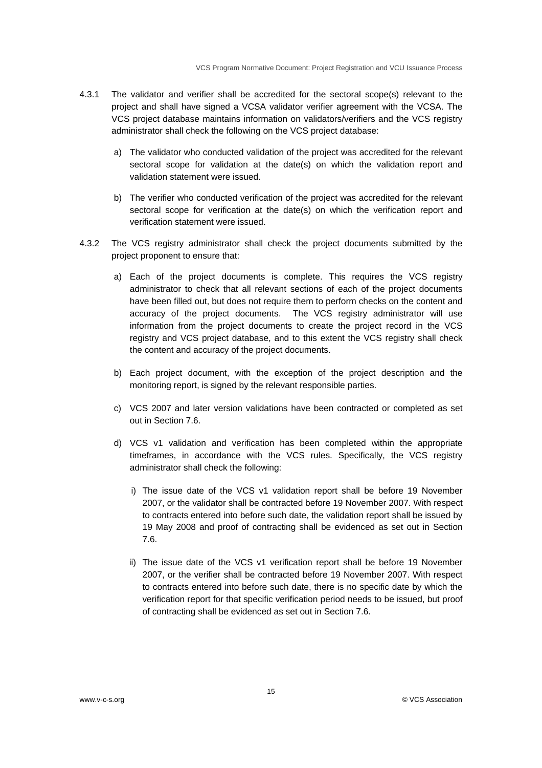4.3.1 The validator and verifier shall be accredited for the sectoral scope(s) relevant to the project and shall have signed a VCSA validator verifier agreement with the VCSA. The VCS project database maintains information on validators/verifiers and the VCS registry administrator shall check the following on the VCS project database:

a) The validator who conducted validation of the project was accredited for the relevant sectoral scope for validation at the date(s) on which the validation report and validation statement were issued.

b) The verifier who conducted verification of the project was accredited for the relevant sectoral scope for verification at the date(s) on which the verification report and verification statement were issued.

4.3.2 The VCS registry administrator shall check the project documents submitted by the project proponent to ensure that:

a) Each of the project documents is complete. This requires the VCS registry administrator to check that all relevant sections of each of the project documents have been filled out, but does not require them to perform checks on the content and accuracy of the project documents. The VCS registry administrator will use information from the project documents to create the project record in the VCS registry and VCS project database, and to this extent the VCS registry shall check the content and accuracy of the project documents.

b) Each project document, with the exception of the project description and the monitoring report, is signed by the relevant responsible parties.

c) VCS 2007 and later version validations have been contracted or completed as set out in Section 7.6.

d) VCS v1 validation and verification has been completed within the appropriate timeframes, in accordance with the VCS rules. Specifically, the VCS registry administrator shall check the following:

   i) The issue date of the VCS v1 validation report shall be before 19 November 2007, or the validator shall be contracted before 19 November 2007. With respect to contracts entered into before such date, the validation report shall be issued by 19 May 2008 and proof of contracting shall be evidenced as set out in Section 7.6.

   ii) The issue date of the VCS v1 verification report shall be before 19 November 2007, or the verifier shall be contracted before 19 November 2007. With respect to contracts entered into before such date, there is no specific date by which the verification report for that specific verification period needs to be issued, but proof of contracting shall be evidenced as set out in Section 7.6.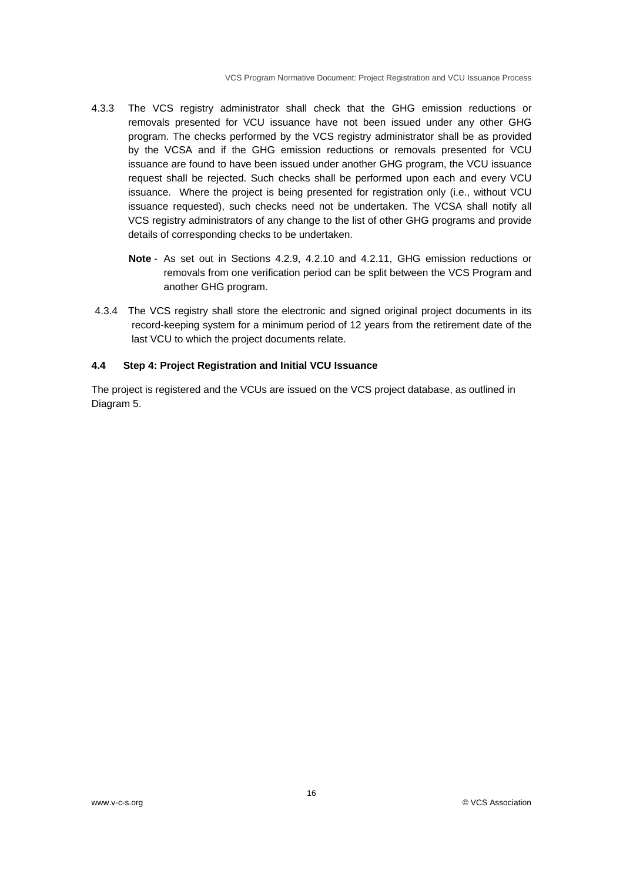4.3.3 The VCS registry administrator shall check that the GHG emission reductions or removals presented for VCU issuance have not been issued under any other GHG program. The checks performed by the VCS registry administrator shall be as provided by the VCSA and if the GHG emission reductions or removals presented for VCU issuance are found to have been issued under another GHG program, the VCU issuance request shall be rejected. Such checks shall be performed upon each and every VCU issuance. Where the project is being presented for registration only (i.e., without VCU issuance requested), such checks need not be undertaken. The VCSA shall notify all VCS registry administrators of any change to the list of other GHG programs and provide details of corresponding checks to be undertaken.

> **Note** - As set out in Sections 4.2.9, 4.2.10 and 4.2.11, GHG emission reductions or removals from one verification period can be split between the VCS Program and another GHG program.

4.3.4 The VCS registry shall store the electronic and signed original project documents in its record-keeping system for a minimum period of 12 years from the retirement date of the last VCU to which the project documents relate.

### 4.4 Step 4: Project Registration and Initial VCU Issuance

The project is registered and the VCUs are issued on the VCS project database, as outlined in Diagram 5.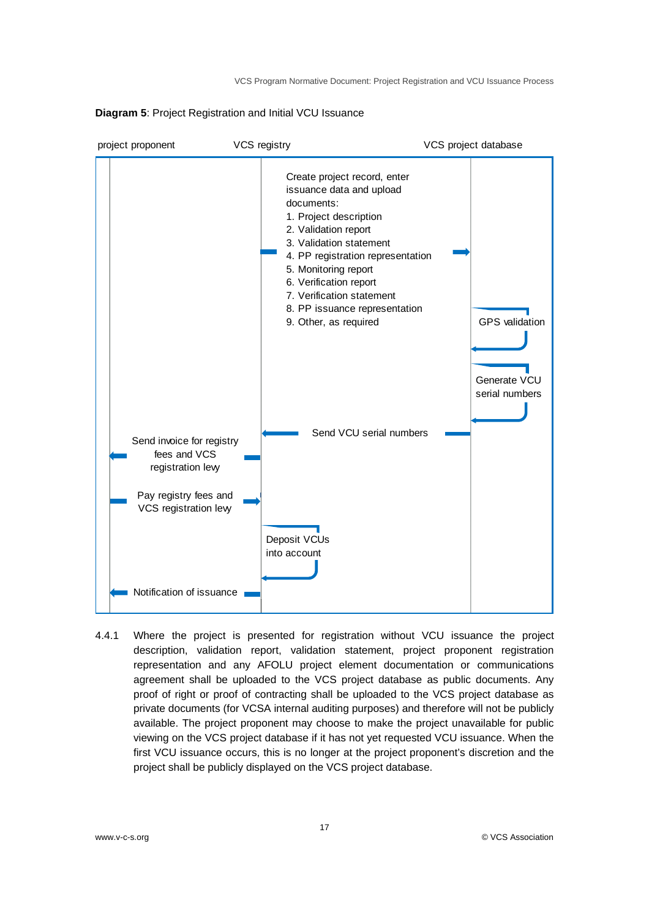**Diagram 5**: Project Registration and Initial VCU Issuance

| project proponent | VCS registry | VCS project database |
|---|---|---|
| | Create project record, enter issuance data and upload documents:<br>1. Project description<br>2. Validation report<br>3. Validation statement<br>4. PP registration representation<br>5. Monitoring report<br>6. Verification report<br>7. Verification statement<br>8. PP issuance representation<br>9. Other, as required → | |
| | | GPS validation |
| | | Generate VCU serial numbers |
| | ← Send VCU serial numbers | |
| ← Send invoice for registry fees and VCS registration levy | | |
| Pay registry fees and VCS registration levy → | | |
| | Deposit VCUs into account | |
| ← Notification of issuance | | |

4.4.1 Where the project is presented for registration without VCU issuance the project description, validation report, validation statement, project proponent registration representation and any AFOLU project element documentation or communications agreement shall be uploaded to the VCS project database as public documents. Any proof of right or proof of contracting shall be uploaded to the VCS project database as private documents (for VCSA internal auditing purposes) and therefore will not be publicly available. The project proponent may choose to make the project unavailable for public viewing on the VCS project database if it has not yet requested VCU issuance. When the first VCU issuance occurs, this is no longer at the project proponent's discretion and the project shall be publicly displayed on the VCS project database.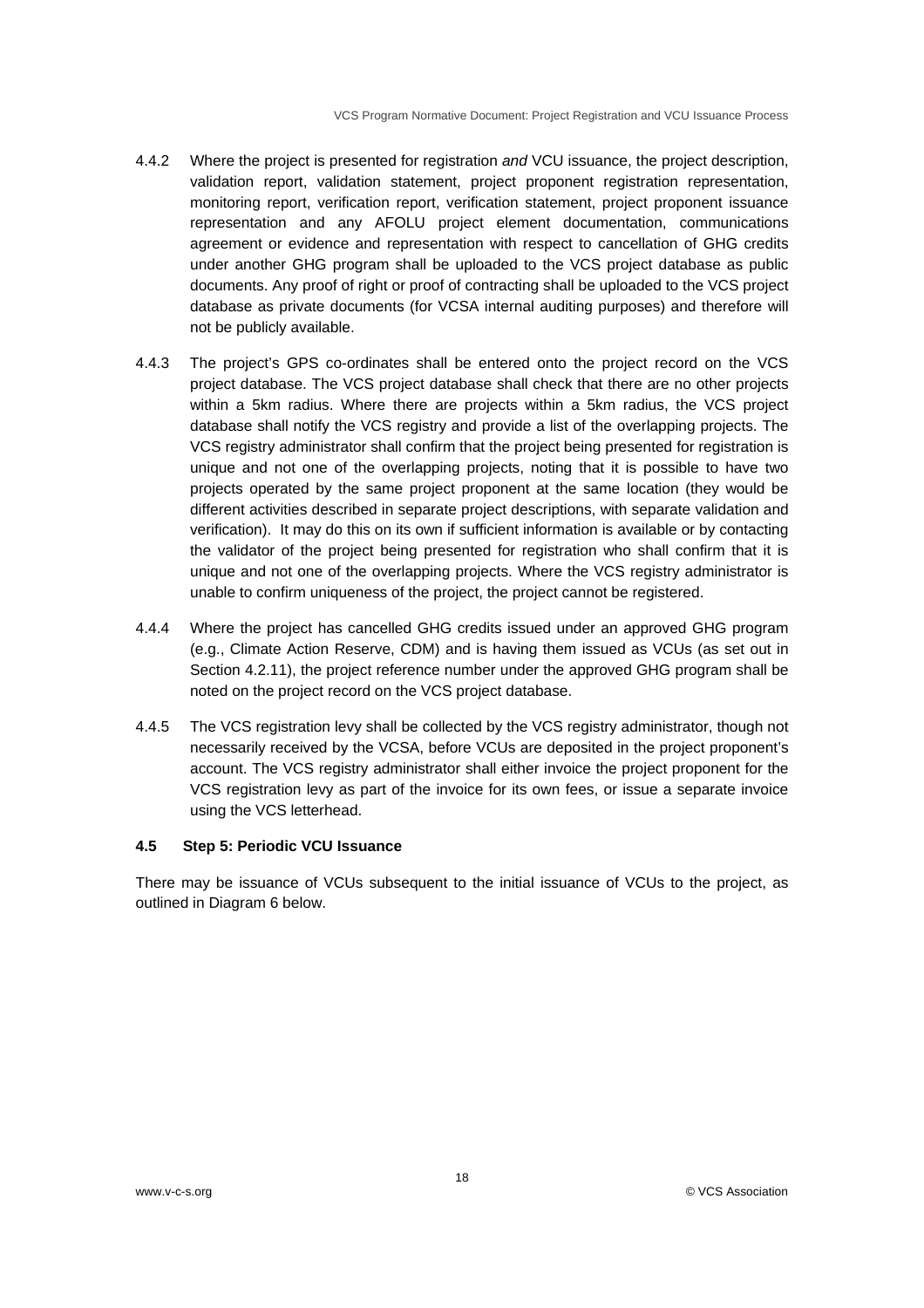4.4.2 Where the project is presented for registration *and* VCU issuance, the project description, validation report, validation statement, project proponent registration representation, monitoring report, verification report, verification statement, project proponent issuance representation and any AFOLU project element documentation, communications agreement or evidence and representation with respect to cancellation of GHG credits under another GHG program shall be uploaded to the VCS project database as public documents. Any proof of right or proof of contracting shall be uploaded to the VCS project database as private documents (for VCSA internal auditing purposes) and therefore will not be publicly available.

4.4.3 The project's GPS co-ordinates shall be entered onto the project record on the VCS project database. The VCS project database shall check that there are no other projects within a 5km radius. Where there are projects within a 5km radius, the VCS project database shall notify the VCS registry and provide a list of the overlapping projects. The VCS registry administrator shall confirm that the project being presented for registration is unique and not one of the overlapping projects, noting that it is possible to have two projects operated by the same project proponent at the same location (they would be different activities described in separate project descriptions, with separate validation and verification). It may do this on its own if sufficient information is available or by contacting the validator of the project being presented for registration who shall confirm that it is unique and not one of the overlapping projects. Where the VCS registry administrator is unable to confirm uniqueness of the project, the project cannot be registered.

4.4.4 Where the project has cancelled GHG credits issued under an approved GHG program (e.g., Climate Action Reserve, CDM) and is having them issued as VCUs (as set out in Section 4.2.11), the project reference number under the approved GHG program shall be noted on the project record on the VCS project database.

4.4.5 The VCS registration levy shall be collected by the VCS registry administrator, though not necessarily received by the VCSA, before VCUs are deposited in the project proponent's account. The VCS registry administrator shall either invoice the project proponent for the VCS registration levy as part of the invoice for its own fees, or issue a separate invoice using the VCS letterhead.

### 4.5 Step 5: Periodic VCU Issuance

There may be issuance of VCUs subsequent to the initial issuance of VCUs to the project, as outlined in Diagram 6 below.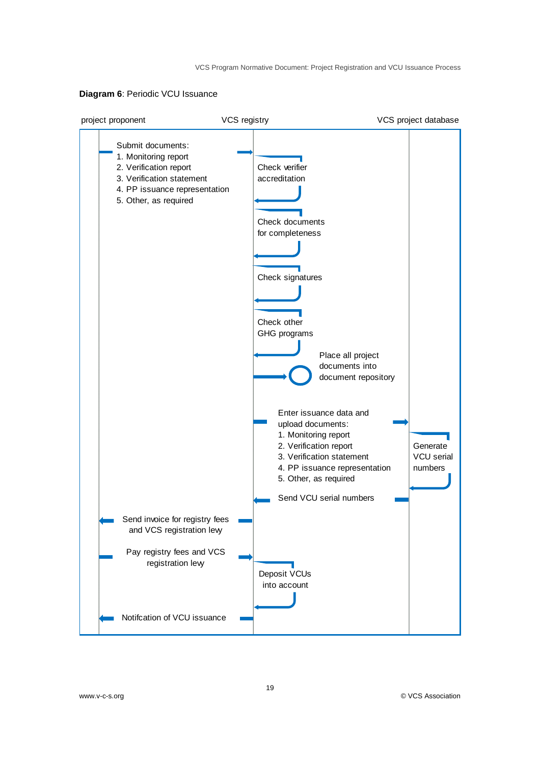**Diagram 6**: Periodic VCU Issuance

| project proponent | VCS registry | VCS project database |
|---|---|---|
| Submit documents:<br>1. Monitoring report<br>2. Verification report<br>3. Verification statement<br>4. PP issuance representation<br>5. Other, as required → | | |
| | Check verifier accreditation | |
| | Check documents for completeness | |
| | Check signatures | |
| | Check other GHG programs | |
| | Place all project documents into document repository | |
| | Enter issuance data and upload documents:<br>1. Monitoring report<br>2. Verification report<br>3. Verification statement<br>4. PP issuance representation<br>5. Other, as required → | |
| | | Generate VCU serial numbers |
| | ← Send VCU serial numbers | |
| ← Send invoice for registry fees and VCS registration levy | | |
| Pay registry fees and VCS registration levy → | | |
| | Deposit VCUs into account | |
| ← Notifcation of VCU issuance | | |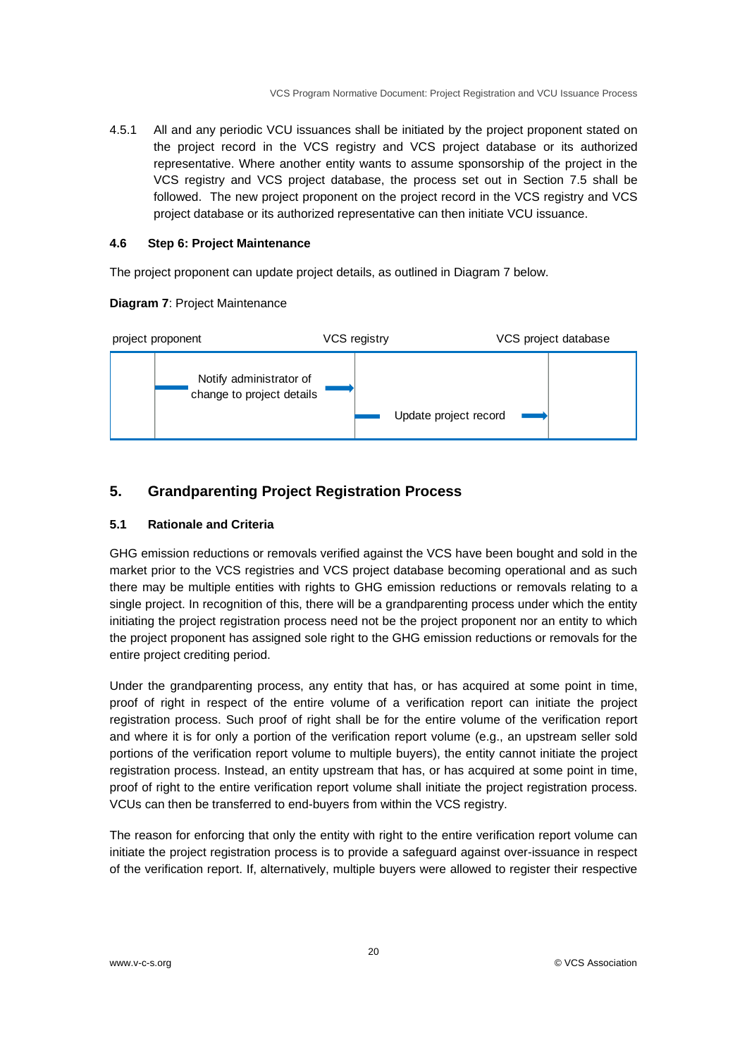4.5.1 All and any periodic VCU issuances shall be initiated by the project proponent stated on the project record in the VCS registry and VCS project database or its authorized representative. Where another entity wants to assume sponsorship of the project in the VCS registry and VCS project database, the process set out in Section 7.5 shall be followed. The new project proponent on the project record in the VCS registry and VCS project database or its authorized representative can then initiate VCU issuance.

### 4.6 Step 6: Project Maintenance

The project proponent can update project details, as outlined in Diagram 7 below.

**Diagram 7**: Project Maintenance

| project proponent | VCS registry | VCS project database |
|---|---|---|
| Notify administrator of change to project details → | Update project record → | |

## 5. Grandparenting Project Registration Process

### 5.1 Rationale and Criteria

GHG emission reductions or removals verified against the VCS have been bought and sold in the market prior to the VCS registries and VCS project database becoming operational and as such there may be multiple entities with rights to GHG emission reductions or removals relating to a single project. In recognition of this, there will be a grandparenting process under which the entity initiating the project registration process need not be the project proponent nor an entity to which the project proponent has assigned sole right to the GHG emission reductions or removals for the entire project crediting period.

Under the grandparenting process, any entity that has, or has acquired at some point in time, proof of right in respect of the entire volume of a verification report can initiate the project registration process. Such proof of right shall be for the entire volume of the verification report and where it is for only a portion of the verification report volume (e.g., an upstream seller sold portions of the verification report volume to multiple buyers), the entity cannot initiate the project registration process. Instead, an entity upstream that has, or has acquired at some point in time, proof of right to the entire verification report volume shall initiate the project registration process. VCUs can then be transferred to end-buyers from within the VCS registry.

The reason for enforcing that only the entity with right to the entire verification report volume can initiate the project registration process is to provide a safeguard against over-issuance in respect of the verification report. If, alternatively, multiple buyers were allowed to register their respective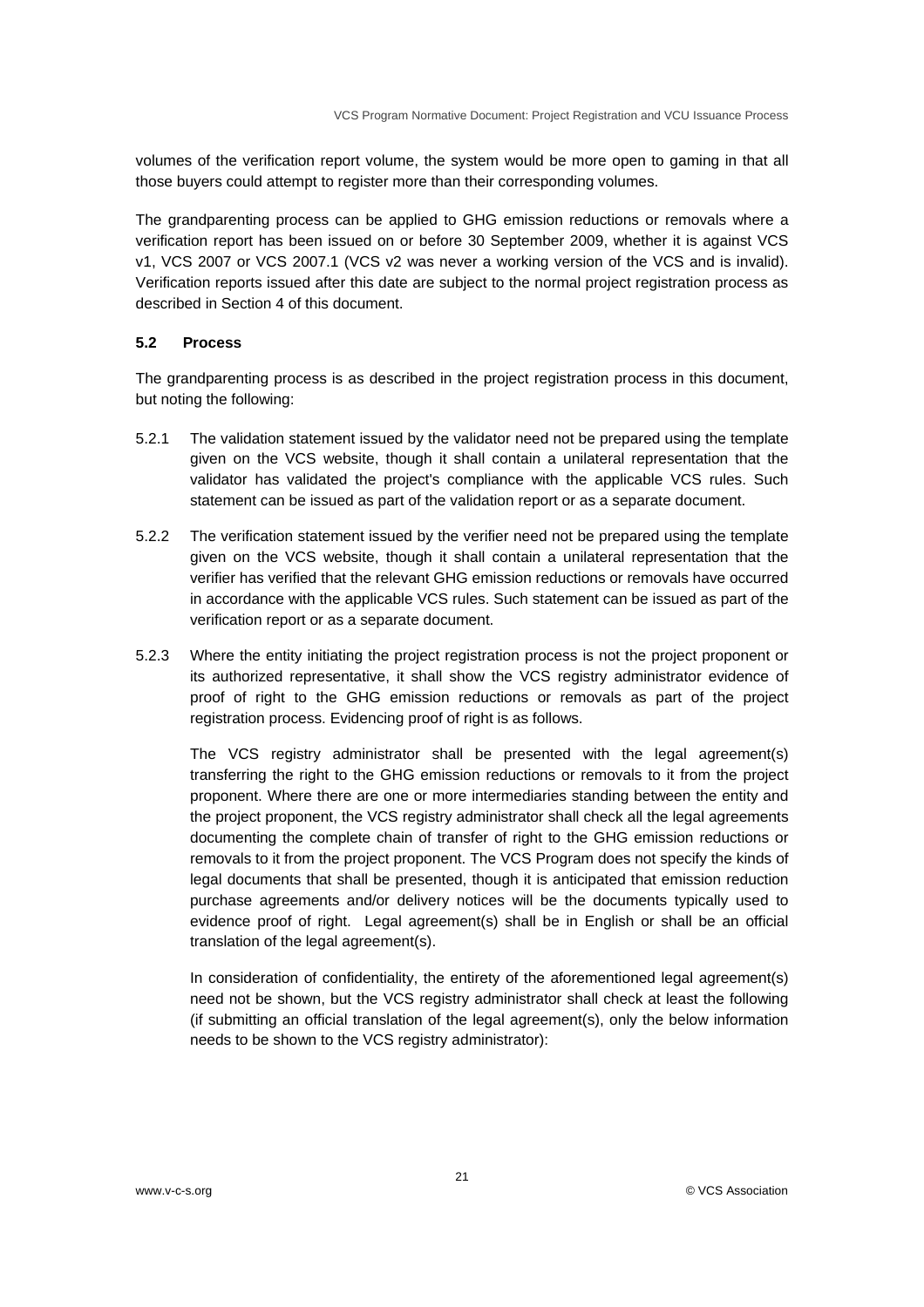volumes of the verification report volume, the system would be more open to gaming in that all those buyers could attempt to register more than their corresponding volumes.

The grandparenting process can be applied to GHG emission reductions or removals where a verification report has been issued on or before 30 September 2009, whether it is against VCS v1, VCS 2007 or VCS 2007.1 (VCS v2 was never a working version of the VCS and is invalid). Verification reports issued after this date are subject to the normal project registration process as described in Section 4 of this document.

### 5.2 Process

The grandparenting process is as described in the project registration process in this document, but noting the following:

5.2.1 The validation statement issued by the validator need not be prepared using the template given on the VCS website, though it shall contain a unilateral representation that the validator has validated the project's compliance with the applicable VCS rules. Such statement can be issued as part of the validation report or as a separate document.

5.2.2 The verification statement issued by the verifier need not be prepared using the template given on the VCS website, though it shall contain a unilateral representation that the verifier has verified that the relevant GHG emission reductions or removals have occurred in accordance with the applicable VCS rules. Such statement can be issued as part of the verification report or as a separate document.

5.2.3 Where the entity initiating the project registration process is not the project proponent or its authorized representative, it shall show the VCS registry administrator evidence of proof of right to the GHG emission reductions or removals as part of the project registration process. Evidencing proof of right is as follows.

The VCS registry administrator shall be presented with the legal agreement(s) transferring the right to the GHG emission reductions or removals to it from the project proponent. Where there are one or more intermediaries standing between the entity and the project proponent, the VCS registry administrator shall check all the legal agreements documenting the complete chain of transfer of right to the GHG emission reductions or removals to it from the project proponent. The VCS Program does not specify the kinds of legal documents that shall be presented, though it is anticipated that emission reduction purchase agreements and/or delivery notices will be the documents typically used to evidence proof of right. Legal agreement(s) shall be in English or shall be an official translation of the legal agreement(s).

In consideration of confidentiality, the entirety of the aforementioned legal agreement(s) need not be shown, but the VCS registry administrator shall check at least the following (if submitting an official translation of the legal agreement(s), only the below information needs to be shown to the VCS registry administrator):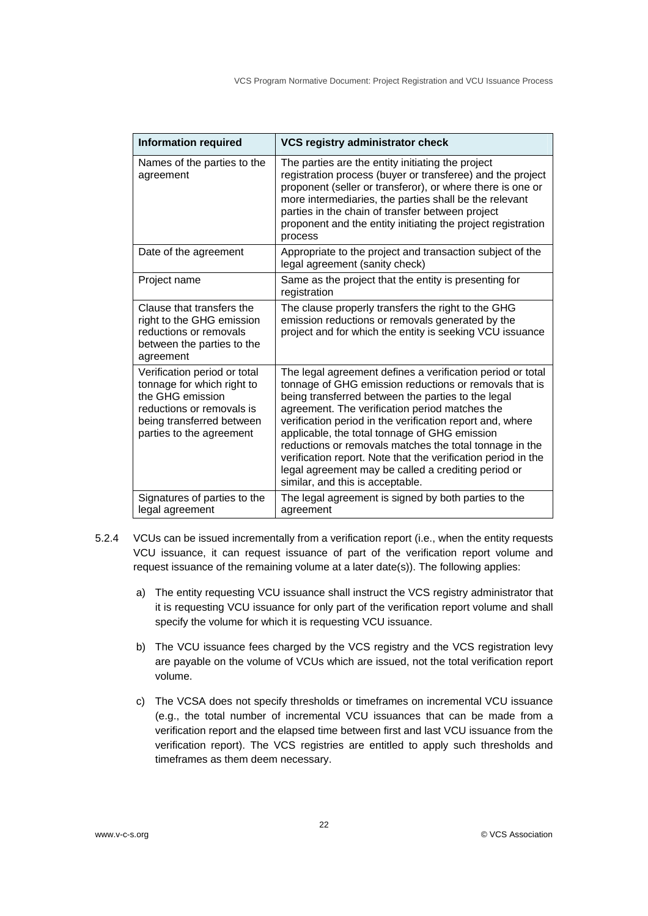| Information required | VCS registry administrator check |
|---|---|
| Names of the parties to the agreement | The parties are the entity initiating the project registration process (buyer or transferee) and the project proponent (seller or transferor), or where there is one or more intermediaries, the parties shall be the relevant parties in the chain of transfer between project proponent and the entity initiating the project registration process |
| Date of the agreement | Appropriate to the project and transaction subject of the legal agreement (sanity check) |
| Project name | Same as the project that the entity is presenting for registration |
| Clause that transfers the right to the GHG emission reductions or removals between the parties to the agreement | The clause properly transfers the right to the GHG emission reductions or removals generated by the project and for which the entity is seeking VCU issuance |
| Verification period or total tonnage for which right to the GHG emission reductions or removals is being transferred between parties to the agreement | The legal agreement defines a verification period or total tonnage of GHG emission reductions or removals that is being transferred between the parties to the legal agreement. The verification period matches the verification period in the verification report and, where applicable, the total tonnage of GHG emission reductions or removals matches the total tonnage in the verification report. Note that the verification period in the legal agreement may be called a crediting period or similar, and this is acceptable. |
| Signatures of parties to the legal agreement | The legal agreement is signed by both parties to the agreement |

5.2.4 VCUs can be issued incrementally from a verification report (i.e., when the entity requests VCU issuance, it can request issuance of part of the verification report volume and request issuance of the remaining volume at a later date(s)). The following applies:

a) The entity requesting VCU issuance shall instruct the VCS registry administrator that it is requesting VCU issuance for only part of the verification report volume and shall specify the volume for which it is requesting VCU issuance.

b) The VCU issuance fees charged by the VCS registry and the VCS registration levy are payable on the volume of VCUs which are issued, not the total verification report volume.

c) The VCSA does not specify thresholds or timeframes on incremental VCU issuance (e.g., the total number of incremental VCU issuances that can be made from a verification report and the elapsed time between first and last VCU issuance from the verification report). The VCS registries are entitled to apply such thresholds and timeframes as them deem necessary.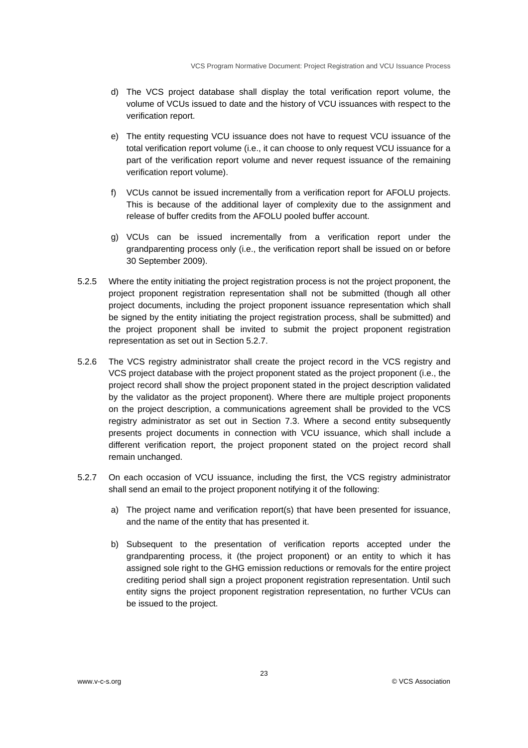d) The VCS project database shall display the total verification report volume, the volume of VCUs issued to date and the history of VCU issuances with respect to the verification report.

e) The entity requesting VCU issuance does not have to request VCU issuance of the total verification report volume (i.e., it can choose to only request VCU issuance for a part of the verification report volume and never request issuance of the remaining verification report volume).

f) VCUs cannot be issued incrementally from a verification report for AFOLU projects. This is because of the additional layer of complexity due to the assignment and release of buffer credits from the AFOLU pooled buffer account.

g) VCUs can be issued incrementally from a verification report under the grandparenting process only (i.e., the verification report shall be issued on or before 30 September 2009).

5.2.5 Where the entity initiating the project registration process is not the project proponent, the project proponent registration representation shall not be submitted (though all other project documents, including the project proponent issuance representation which shall be signed by the entity initiating the project registration process, shall be submitted) and the project proponent shall be invited to submit the project proponent registration representation as set out in Section 5.2.7.

5.2.6 The VCS registry administrator shall create the project record in the VCS registry and VCS project database with the project proponent stated as the project proponent (i.e., the project record shall show the project proponent stated in the project description validated by the validator as the project proponent). Where there are multiple project proponents on the project description, a communications agreement shall be provided to the VCS registry administrator as set out in Section 7.3. Where a second entity subsequently presents project documents in connection with VCU issuance, which shall include a different verification report, the project proponent stated on the project record shall remain unchanged.

5.2.7 On each occasion of VCU issuance, including the first, the VCS registry administrator shall send an email to the project proponent notifying it of the following:

a) The project name and verification report(s) that have been presented for issuance, and the name of the entity that has presented it.

b) Subsequent to the presentation of verification reports accepted under the grandparenting process, it (the project proponent) or an entity to which it has assigned sole right to the GHG emission reductions or removals for the entire project crediting period shall sign a project proponent registration representation. Until such entity signs the project proponent registration representation, no further VCUs can be issued to the project.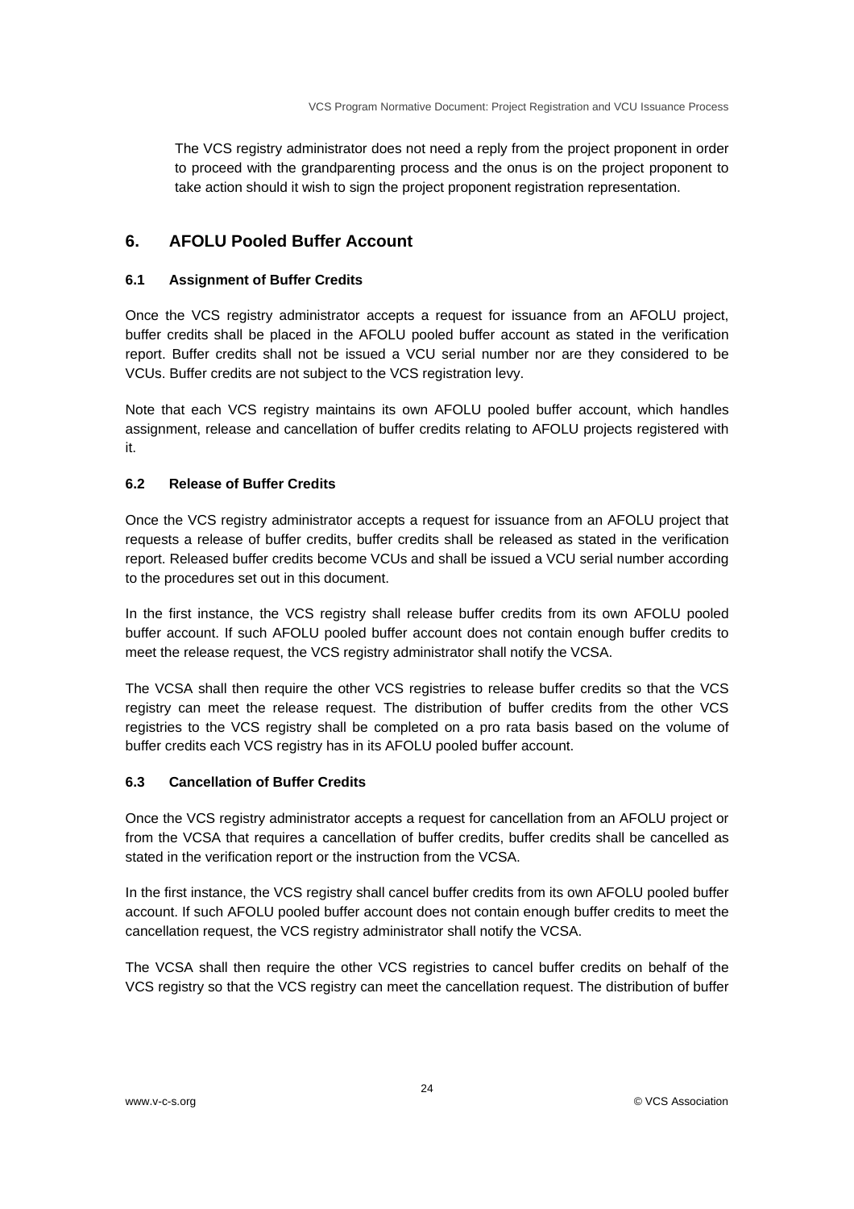The VCS registry administrator does not need a reply from the project proponent in order to proceed with the grandparenting process and the onus is on the project proponent to take action should it wish to sign the project proponent registration representation.

# 6. AFOLU Pooled Buffer Account

## 6.1 Assignment of Buffer Credits

Once the VCS registry administrator accepts a request for issuance from an AFOLU project, buffer credits shall be placed in the AFOLU pooled buffer account as stated in the verification report. Buffer credits shall not be issued a VCU serial number nor are they considered to be VCUs. Buffer credits are not subject to the VCS registration levy.

Note that each VCS registry maintains its own AFOLU pooled buffer account, which handles assignment, release and cancellation of buffer credits relating to AFOLU projects registered with it.

## 6.2 Release of Buffer Credits

Once the VCS registry administrator accepts a request for issuance from an AFOLU project that requests a release of buffer credits, buffer credits shall be released as stated in the verification report. Released buffer credits become VCUs and shall be issued a VCU serial number according to the procedures set out in this document.

In the first instance, the VCS registry shall release buffer credits from its own AFOLU pooled buffer account. If such AFOLU pooled buffer account does not contain enough buffer credits to meet the release request, the VCS registry administrator shall notify the VCSA.

The VCSA shall then require the other VCS registries to release buffer credits so that the VCS registry can meet the release request. The distribution of buffer credits from the other VCS registries to the VCS registry shall be completed on a pro rata basis based on the volume of buffer credits each VCS registry has in its AFOLU pooled buffer account.

## 6.3 Cancellation of Buffer Credits

Once the VCS registry administrator accepts a request for cancellation from an AFOLU project or from the VCSA that requires a cancellation of buffer credits, buffer credits shall be cancelled as stated in the verification report or the instruction from the VCSA.

In the first instance, the VCS registry shall cancel buffer credits from its own AFOLU pooled buffer account. If such AFOLU pooled buffer account does not contain enough buffer credits to meet the cancellation request, the VCS registry administrator shall notify the VCSA.

The VCSA shall then require the other VCS registries to cancel buffer credits on behalf of the VCS registry so that the VCS registry can meet the cancellation request. The distribution of buffer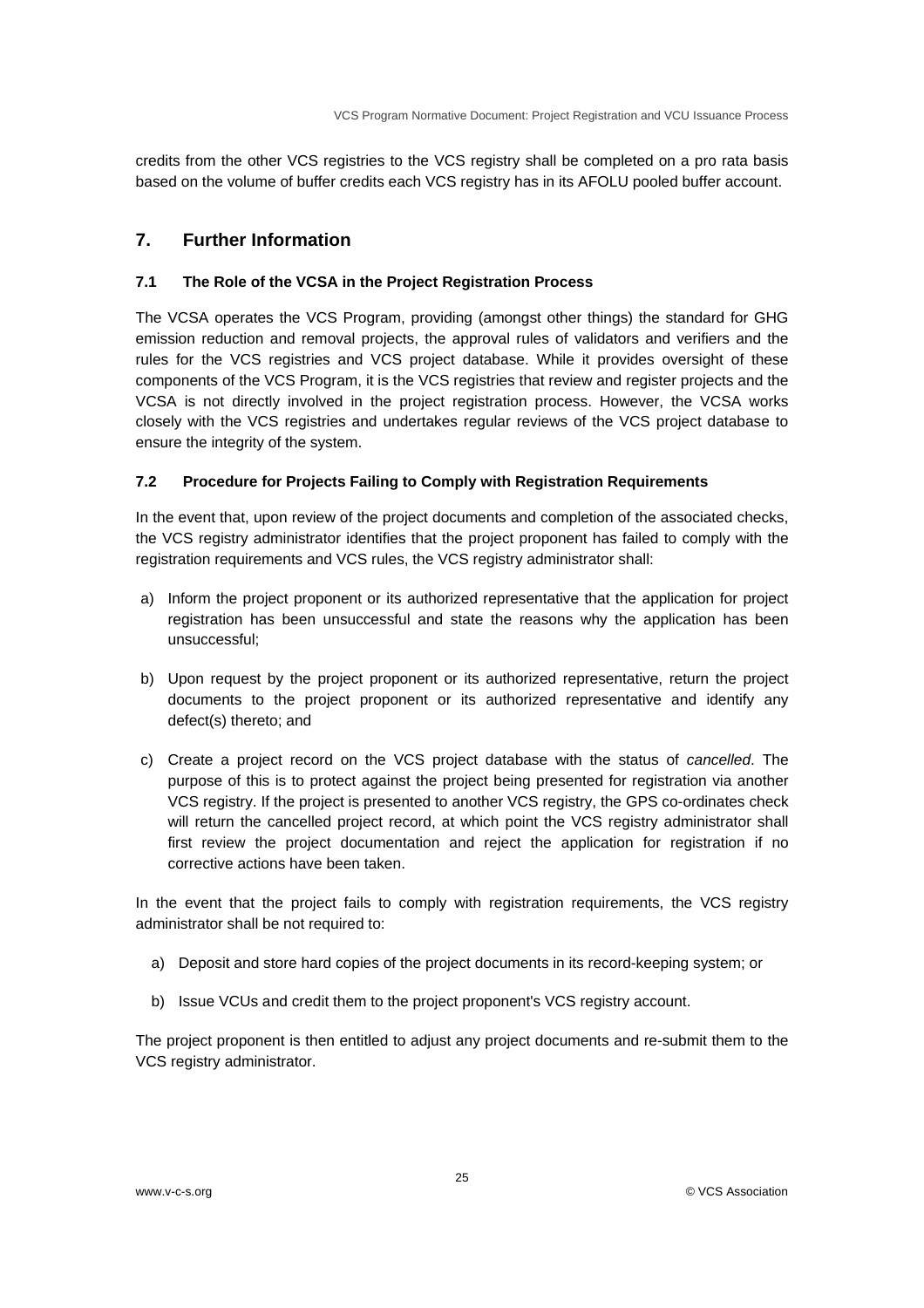credits from the other VCS registries to the VCS registry shall be completed on a pro rata basis based on the volume of buffer credits each VCS registry has in its AFOLU pooled buffer account.

## 7. Further Information

### 7.1 The Role of the VCSA in the Project Registration Process

The VCSA operates the VCS Program, providing (amongst other things) the standard for GHG emission reduction and removal projects, the approval rules of validators and verifiers and the rules for the VCS registries and VCS project database. While it provides oversight of these components of the VCS Program, it is the VCS registries that review and register projects and the VCSA is not directly involved in the project registration process. However, the VCSA works closely with the VCS registries and undertakes regular reviews of the VCS project database to ensure the integrity of the system.

### 7.2 Procedure for Projects Failing to Comply with Registration Requirements

In the event that, upon review of the project documents and completion of the associated checks, the VCS registry administrator identifies that the project proponent has failed to comply with the registration requirements and VCS rules, the VCS registry administrator shall:

a) Inform the project proponent or its authorized representative that the application for project registration has been unsuccessful and state the reasons why the application has been unsuccessful;

b) Upon request by the project proponent or its authorized representative, return the project documents to the project proponent or its authorized representative and identify any defect(s) thereto; and

c) Create a project record on the VCS project database with the status of *cancelled*. The purpose of this is to protect against the project being presented for registration via another VCS registry. If the project is presented to another VCS registry, the GPS co-ordinates check will return the cancelled project record, at which point the VCS registry administrator shall first review the project documentation and reject the application for registration if no corrective actions have been taken.

In the event that the project fails to comply with registration requirements, the VCS registry administrator shall be not required to:

a) Deposit and store hard copies of the project documents in its record-keeping system; or

b) Issue VCUs and credit them to the project proponent's VCS registry account.

The project proponent is then entitled to adjust any project documents and re-submit them to the VCS registry administrator.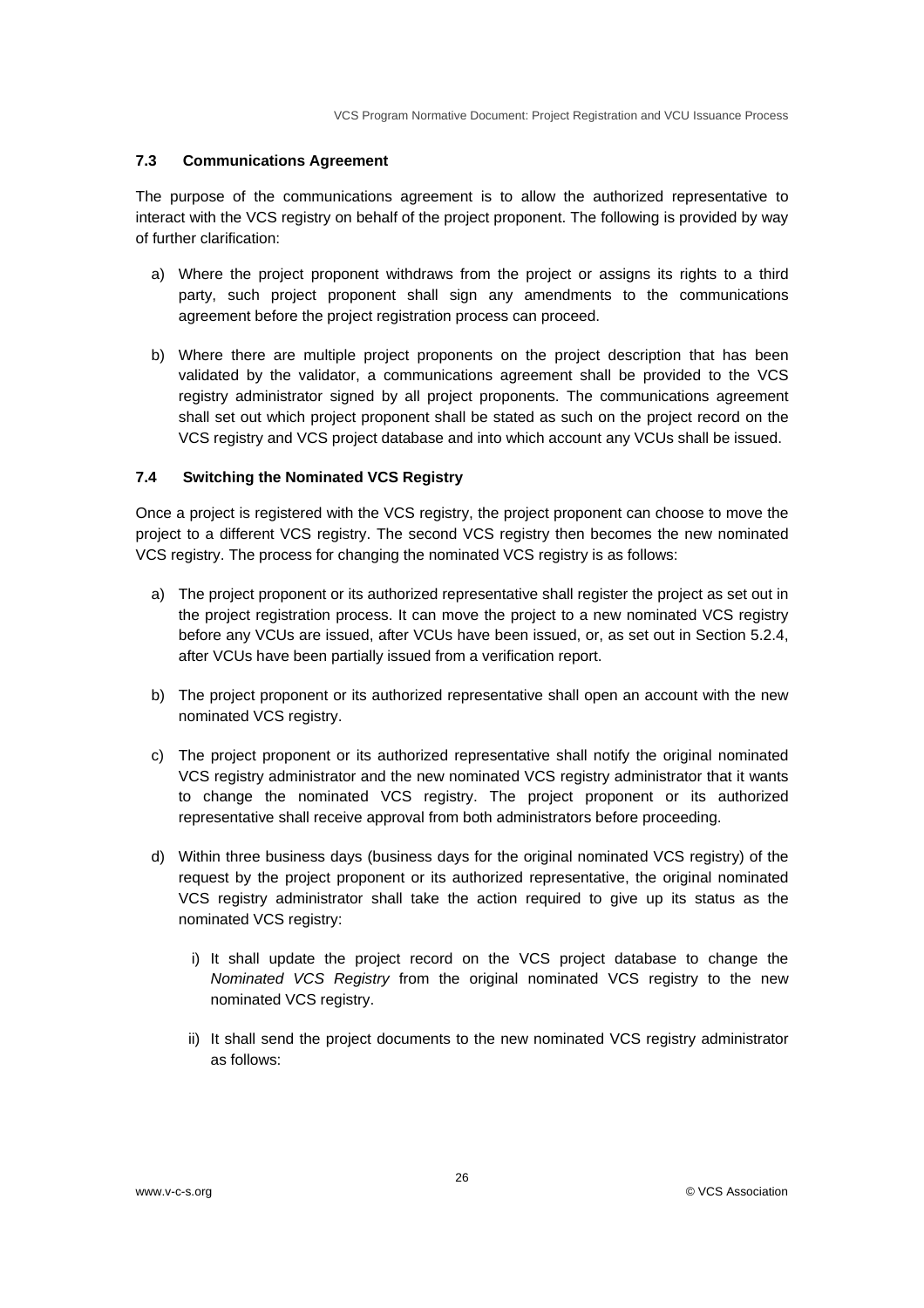### 7.3 Communications Agreement

The purpose of the communications agreement is to allow the authorized representative to interact with the VCS registry on behalf of the project proponent. The following is provided by way of further clarification:

a) Where the project proponent withdraws from the project or assigns its rights to a third party, such project proponent shall sign any amendments to the communications agreement before the project registration process can proceed.

b) Where there are multiple project proponents on the project description that has been validated by the validator, a communications agreement shall be provided to the VCS registry administrator signed by all project proponents. The communications agreement shall set out which project proponent shall be stated as such on the project record on the VCS registry and VCS project database and into which account any VCUs shall be issued.

### 7.4 Switching the Nominated VCS Registry

Once a project is registered with the VCS registry, the project proponent can choose to move the project to a different VCS registry. The second VCS registry then becomes the new nominated VCS registry. The process for changing the nominated VCS registry is as follows:

a) The project proponent or its authorized representative shall register the project as set out in the project registration process. It can move the project to a new nominated VCS registry before any VCUs are issued, after VCUs have been issued, or, as set out in Section 5.2.4, after VCUs have been partially issued from a verification report.

b) The project proponent or its authorized representative shall open an account with the new nominated VCS registry.

c) The project proponent or its authorized representative shall notify the original nominated VCS registry administrator and the new nominated VCS registry administrator that it wants to change the nominated VCS registry. The project proponent or its authorized representative shall receive approval from both administrators before proceeding.

d) Within three business days (business days for the original nominated VCS registry) of the request by the project proponent or its authorized representative, the original nominated VCS registry administrator shall take the action required to give up its status as the nominated VCS registry:

   i) It shall update the project record on the VCS project database to change the *Nominated VCS Registry* from the original nominated VCS registry to the new nominated VCS registry.

   ii) It shall send the project documents to the new nominated VCS registry administrator as follows: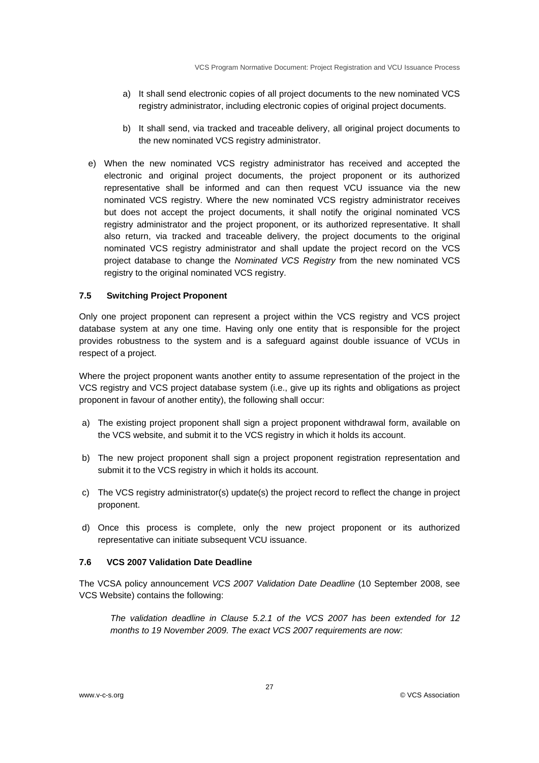a) It shall send electronic copies of all project documents to the new nominated VCS registry administrator, including electronic copies of original project documents.

   b) It shall send, via tracked and traceable delivery, all original project documents to the new nominated VCS registry administrator.

e) When the new nominated VCS registry administrator has received and accepted the electronic and original project documents, the project proponent or its authorized representative shall be informed and can then request VCU issuance via the new nominated VCS registry. Where the new nominated VCS registry administrator receives but does not accept the project documents, it shall notify the original nominated VCS registry administrator and the project proponent, or its authorized representative. It shall also return, via tracked and traceable delivery, the project documents to the original nominated VCS registry administrator and shall update the project record on the VCS project database to change the *Nominated VCS Registry* from the new nominated VCS registry to the original nominated VCS registry.

### 7.5 Switching Project Proponent

Only one project proponent can represent a project within the VCS registry and VCS project database system at any one time. Having only one entity that is responsible for the project provides robustness to the system and is a safeguard against double issuance of VCUs in respect of a project.

Where the project proponent wants another entity to assume representation of the project in the VCS registry and VCS project database system (i.e., give up its rights and obligations as project proponent in favour of another entity), the following shall occur:

a) The existing project proponent shall sign a project proponent withdrawal form, available on the VCS website, and submit it to the VCS registry in which it holds its account.

b) The new project proponent shall sign a project proponent registration representation and submit it to the VCS registry in which it holds its account.

c) The VCS registry administrator(s) update(s) the project record to reflect the change in project proponent.

d) Once this process is complete, only the new project proponent or its authorized representative can initiate subsequent VCU issuance.

### 7.6 VCS 2007 Validation Date Deadline

The VCSA policy announcement *VCS 2007 Validation Date Deadline* (10 September 2008, see VCS Website) contains the following:

> *The validation deadline in Clause 5.2.1 of the VCS 2007 has been extended for 12 months to 19 November 2009. The exact VCS 2007 requirements are now:*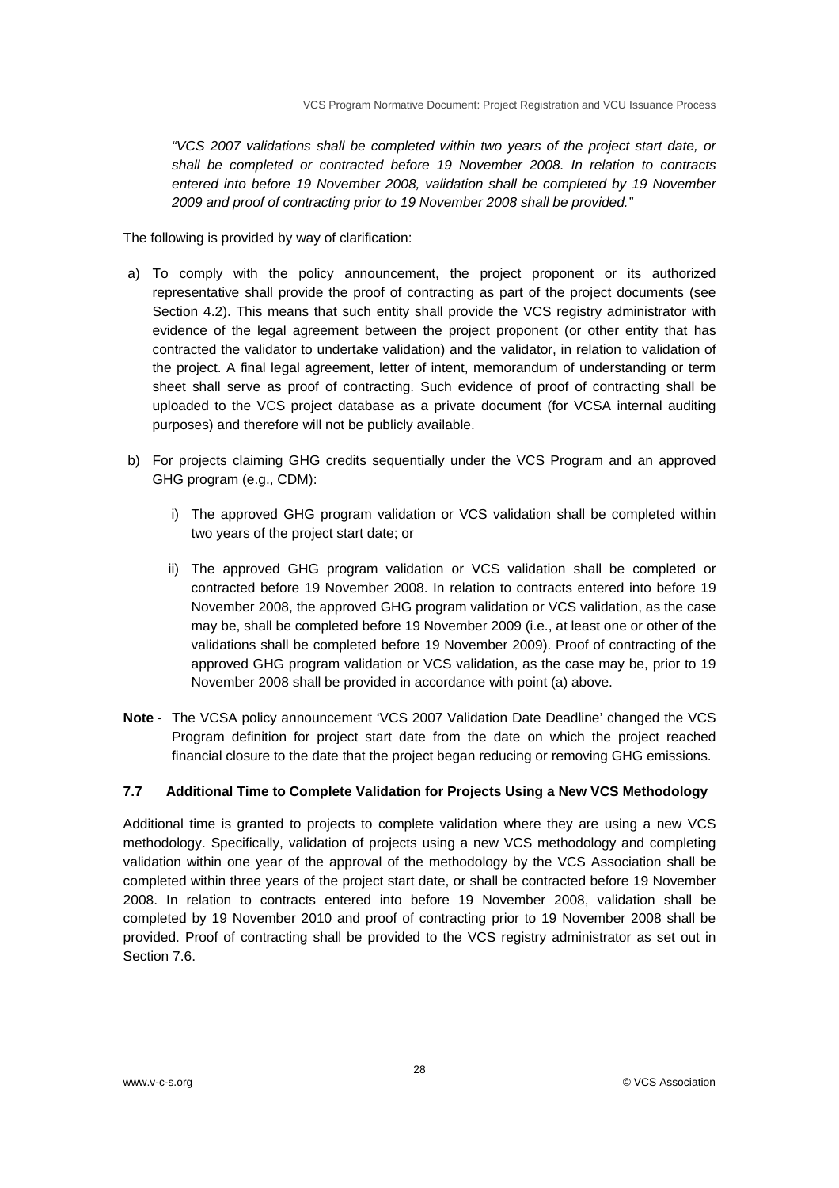*"VCS 2007 validations shall be completed within two years of the project start date, or shall be completed or contracted before 19 November 2008. In relation to contracts entered into before 19 November 2008, validation shall be completed by 19 November 2009 and proof of contracting prior to 19 November 2008 shall be provided."*

The following is provided by way of clarification:

a) To comply with the policy announcement, the project proponent or its authorized representative shall provide the proof of contracting as part of the project documents (see Section 4.2). This means that such entity shall provide the VCS registry administrator with evidence of the legal agreement between the project proponent (or other entity that has contracted the validator to undertake validation) and the validator, in relation to validation of the project. A final legal agreement, letter of intent, memorandum of understanding or term sheet shall serve as proof of contracting. Such evidence of proof of contracting shall be uploaded to the VCS project database as a private document (for VCSA internal auditing purposes) and therefore will not be publicly available.

b) For projects claiming GHG credits sequentially under the VCS Program and an approved GHG program (e.g., CDM):

   i) The approved GHG program validation or VCS validation shall be completed within two years of the project start date; or

   ii) The approved GHG program validation or VCS validation shall be completed or contracted before 19 November 2008. In relation to contracts entered into before 19 November 2008, the approved GHG program validation or VCS validation, as the case may be, shall be completed before 19 November 2009 (i.e., at least one or other of the validations shall be completed before 19 November 2009). Proof of contracting of the approved GHG program validation or VCS validation, as the case may be, prior to 19 November 2008 shall be provided in accordance with point (a) above.

**Note** - The VCSA policy announcement 'VCS 2007 Validation Date Deadline' changed the VCS Program definition for project start date from the date on which the project reached financial closure to the date that the project began reducing or removing GHG emissions.

### 7.7 Additional Time to Complete Validation for Projects Using a New VCS Methodology

Additional time is granted to projects to complete validation where they are using a new VCS methodology. Specifically, validation of projects using a new VCS methodology and completing validation within one year of the approval of the methodology by the VCS Association shall be completed within three years of the project start date, or shall be contracted before 19 November 2008. In relation to contracts entered into before 19 November 2008, validation shall be completed by 19 November 2010 and proof of contracting prior to 19 November 2008 shall be provided. Proof of contracting shall be provided to the VCS registry administrator as set out in Section 7.6.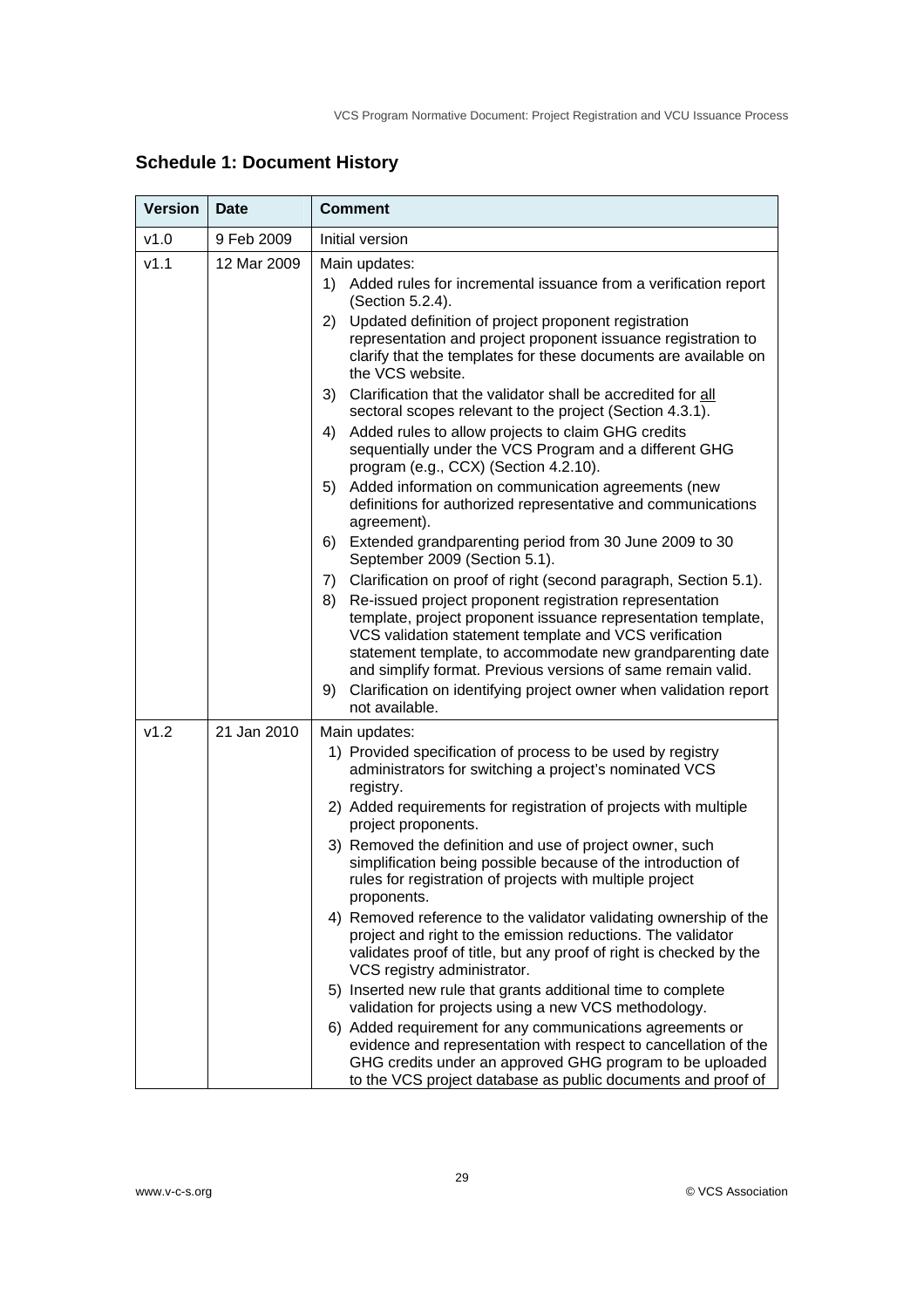## Schedule 1: Document History

| Version | Date | Comment |
|---|---|---|
| v1.0 | 9 Feb 2009 | Initial version |
| v1.1 | 12 Mar 2009 | Main updates:<br>1) Added rules for incremental issuance from a verification report (Section 5.2.4).<br>2) Updated definition of project proponent registration representation and project proponent issuance registration to clarify that the templates for these documents are available on the VCS website.<br>3) Clarification that the validator shall be accredited for <u>all</u> sectoral scopes relevant to the project (Section 4.3.1).<br>4) Added rules to allow projects to claim GHG credits sequentially under the VCS Program and a different GHG program (e.g., CCX) (Section 4.2.10).<br>5) Added information on communication agreements (new definitions for authorized representative and communications agreement).<br>6) Extended grandparenting period from 30 June 2009 to 30 September 2009 (Section 5.1).<br>7) Clarification on proof of right (second paragraph, Section 5.1).<br>8) Re-issued project proponent registration representation template, project proponent issuance representation template, VCS validation statement template and VCS verification statement template, to accommodate new grandparenting date and simplify format. Previous versions of same remain valid.<br>9) Clarification on identifying project owner when validation report not available. |
| v1.2 | 21 Jan 2010 | Main updates:<br>1) Provided specification of process to be used by registry administrators for switching a project's nominated VCS registry.<br>2) Added requirements for registration of projects with multiple project proponents.<br>3) Removed the definition and use of project owner, such simplification being possible because of the introduction of rules for registration of projects with multiple project proponents.<br>4) Removed reference to the validator validating ownership of the project and right to the emission reductions. The validator validates proof of title, but any proof of right is checked by the VCS registry administrator.<br>5) Inserted new rule that grants additional time to complete validation for projects using a new VCS methodology.<br>6) Added requirement for any communications agreements or evidence and representation with respect to cancellation of the GHG credits under an approved GHG program to be uploaded to the VCS project database as public documents and proof of |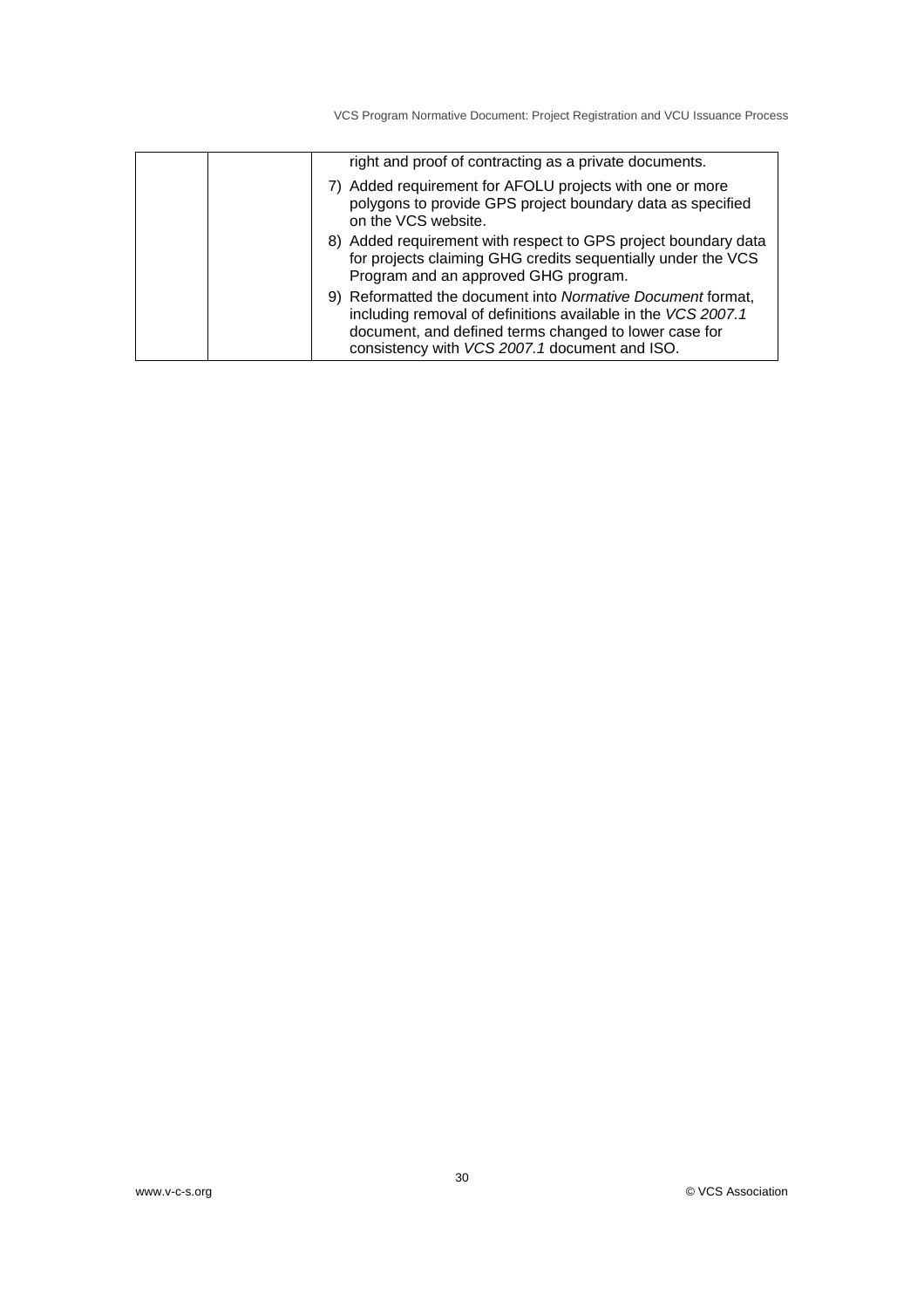| | | right and proof of contracting as a private documents.<br>7) Added requirement for AFOLU projects with one or more polygons to provide GPS project boundary data as specified on the VCS website.<br>8) Added requirement with respect to GPS project boundary data for projects claiming GHG credits sequentially under the VCS Program and an approved GHG program.<br>9) Reformatted the document into *Normative Document* format, including removal of definitions available in the *VCS 2007.1* document, and defined terms changed to lower case for consistency with *VCS 2007.1* document and ISO. |
|---|---|---|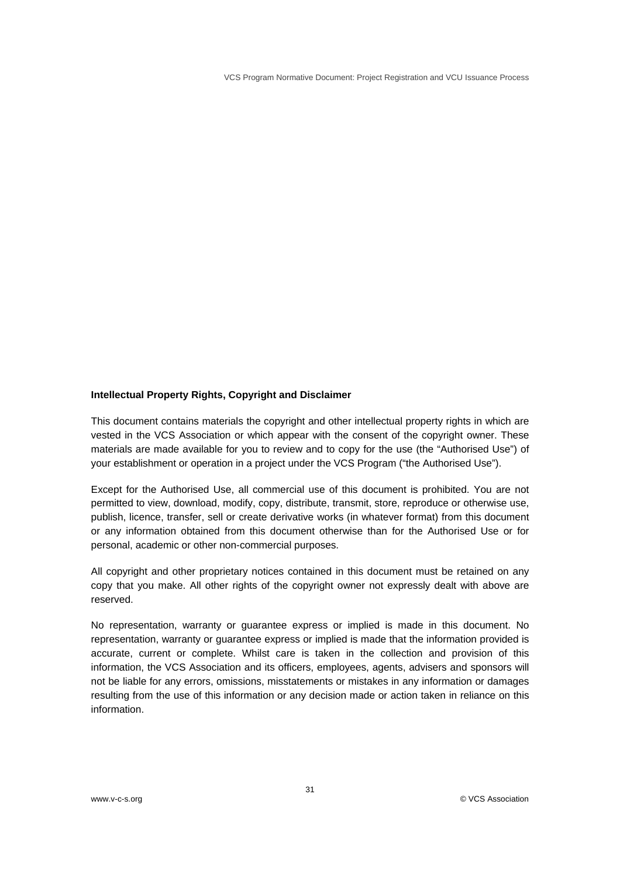**Intellectual Property Rights, Copyright and Disclaimer**

This document contains materials the copyright and other intellectual property rights in which are vested in the VCS Association or which appear with the consent of the copyright owner. These materials are made available for you to review and to copy for the use (the “Authorised Use”) of your establishment or operation in a project under the VCS Program (“the Authorised Use”).

Except for the Authorised Use, all commercial use of this document is prohibited. You are not permitted to view, download, modify, copy, distribute, transmit, store, reproduce or otherwise use, publish, licence, transfer, sell or create derivative works (in whatever format) from this document or any information obtained from this document otherwise than for the Authorised Use or for personal, academic or other non-commercial purposes.

All copyright and other proprietary notices contained in this document must be retained on any copy that you make. All other rights of the copyright owner not expressly dealt with above are reserved.

No representation, warranty or guarantee express or implied is made in this document. No representation, warranty or guarantee express or implied is made that the information provided is accurate, current or complete. Whilst care is taken in the collection and provision of this information, the VCS Association and its officers, employees, agents, advisers and sponsors will not be liable for any errors, omissions, misstatements or mistakes in any information or damages resulting from the use of this information or any decision made or action taken in reliance on this information.